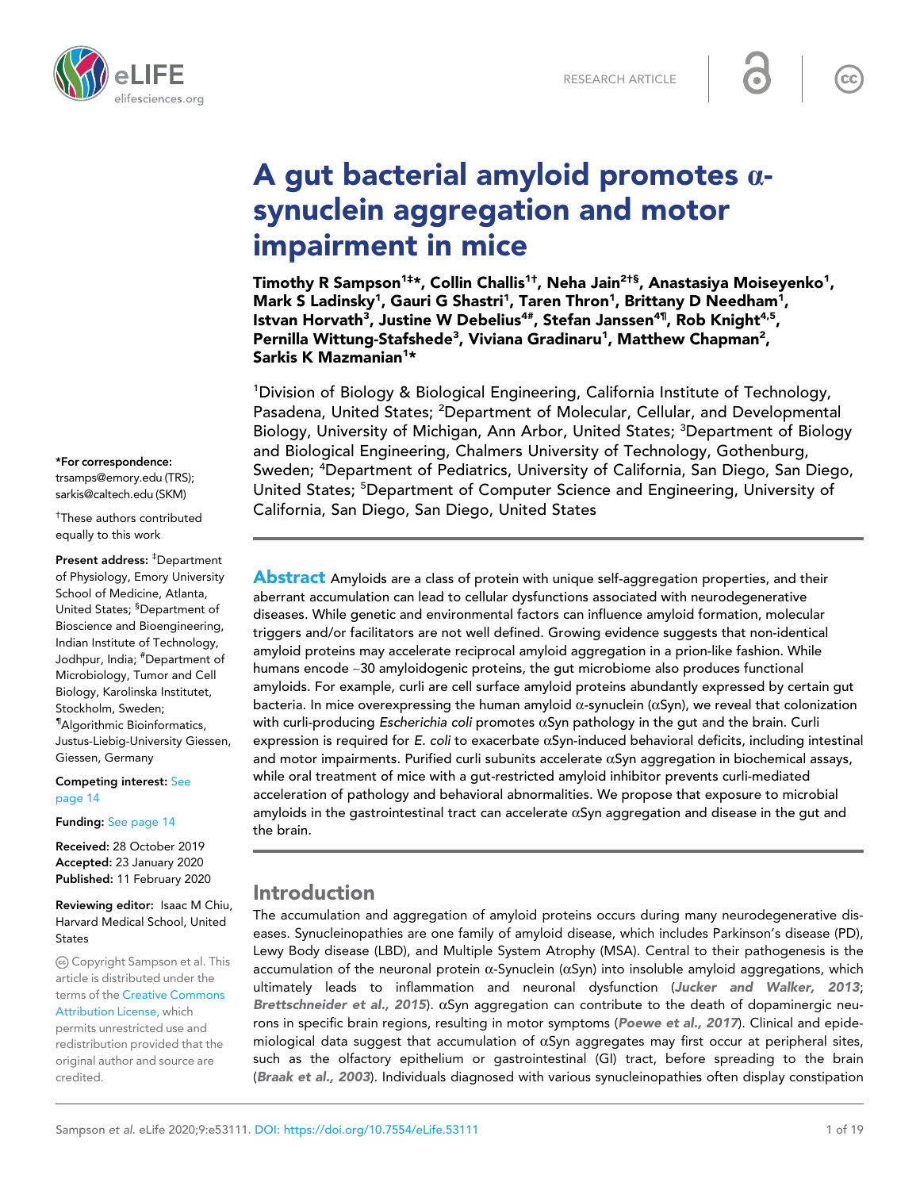# A gut bacterial amyloid promotes α-synuclein aggregation and motor impairment in mice

**Timothy R Sampson[1‡*], Collin Challis[1†], Neha Jain[2†§], Anastasiya Moiseyenko[1], Mark S Ladinsky[1], Gauri G Shastri[1], Taren Thron[1], Brittany D Needham[1], Istvan Horvath[3], Justine W Debelius[4#], Stefan Janssen[4¶], Rob Knight[4,5], Pernilla Wittung-Stafshede[3], Viviana Gradinaru[1], Matthew Chapman[2], Sarkis K Mazmanian[1*]**

[1]Division of Biology & Biological Engineering, California Institute of Technology, Pasadena, United States; [2]Department of Molecular, Cellular, and Developmental Biology, University of Michigan, Ann Arbor, United States; [3]Department of Biology and Biological Engineering, Chalmers University of Technology, Gothenburg, Sweden; [4]Department of Pediatrics, University of California, San Diego, San Diego, United States; [5]Department of Computer Science and Engineering, University of California, San Diego, San Diego, United States

\*For correspondence: trsamps@emory.edu (TRS); sarkis@caltech.edu (SKM)

†These authors contributed equally to this work

**Present address:** ‡Department of Physiology, Emory University School of Medicine, Atlanta, United States; §Department of Bioscience and Bioengineering, Indian Institute of Technology, Jodhpur, India; #Department of Microbiology, Tumor and Cell Biology, Karolinska Institutet, Stockholm, Sweden; ¶Algorithmic Bioinformatics, Justus-Liebig-University Giessen, Giessen, Germany

**Competing interest:** See page 14

**Funding:** See page 14

**Received:** 28 October 2019
**Accepted:** 23 January 2020
**Published:** 11 February 2020

**Reviewing editor:** Isaac M Chiu, Harvard Medical School, United States

© Copyright Sampson et al. This article is distributed under the terms of the Creative Commons Attribution License, which permits unrestricted use and redistribution provided that the original author and source are credited.

**Abstract** Amyloids are a class of protein with unique self-aggregation properties, and their aberrant accumulation can lead to cellular dysfunctions associated with neurodegenerative diseases. While genetic and environmental factors can influence amyloid formation, molecular triggers and/or facilitators are not well defined. Growing evidence suggests that non-identical amyloid proteins may accelerate reciprocal amyloid aggregation in a prion-like fashion. While humans encode ~30 amyloidogenic proteins, the gut microbiome also produces functional amyloids. For example, curli are cell surface amyloid proteins abundantly expressed by certain gut bacteria. In mice overexpressing the human amyloid α-synuclein (αSyn), we reveal that colonization with curli-producing *Escherichia coli* promotes αSyn pathology in the gut and the brain. Curli expression is required for *E. coli* to exacerbate αSyn-induced behavioral deficits, including intestinal and motor impairments. Purified curli subunits accelerate αSyn aggregation in biochemical assays, while oral treatment of mice with a gut-restricted amyloid inhibitor prevents curli-mediated acceleration of pathology and behavioral abnormalities. We propose that exposure to microbial amyloids in the gastrointestinal tract can accelerate αSyn aggregation and disease in the gut and the brain.

## Introduction

The accumulation and aggregation of amyloid proteins occurs during many neurodegenerative diseases. Synucleinopathies are one family of amyloid disease, which includes Parkinson's disease (PD), Lewy Body disease (LBD), and Multiple System Atrophy (MSA). Central to their pathogenesis is the accumulation of the neuronal protein α-Synuclein (αSyn) into insoluble amyloid aggregations, which ultimately leads to inflammation and neuronal dysfunction (**Jucker and Walker, 2013**; **Brettschneider et al., 2015**). αSyn aggregation can contribute to the death of dopaminergic neurons in specific brain regions, resulting in motor symptoms (**Poewe et al., 2017**). Clinical and epidemiological data suggest that accumulation of αSyn aggregates may first occur at peripheral sites, such as the olfactory epithelium or gastrointestinal (GI) tract, before spreading to the brain (**Braak et al., 2003**). Individuals diagnosed with various synucleinopathies often display constipation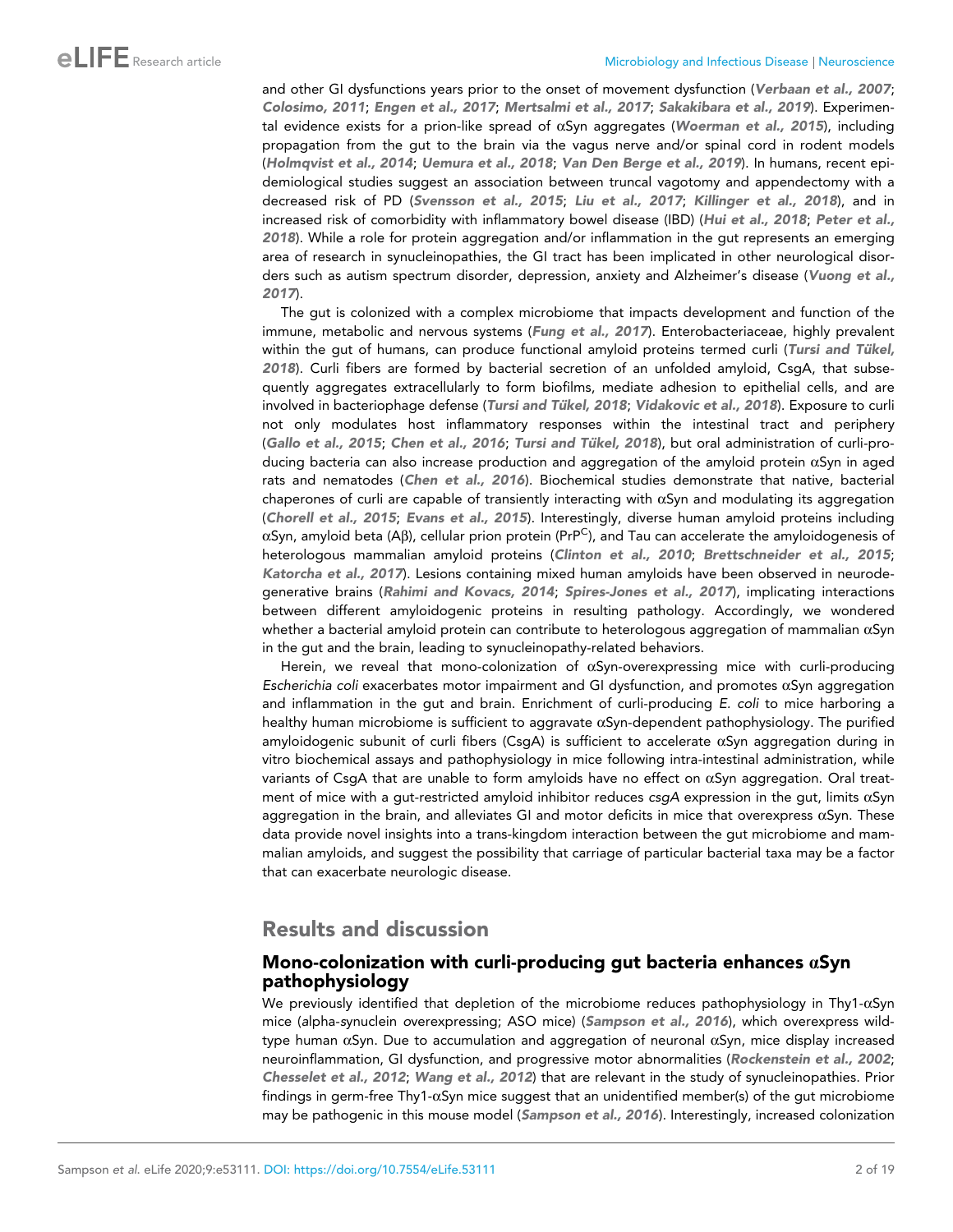and other GI dysfunctions years prior to the onset of movement dysfunction (*Verbaan et al., 2007*; *Colosimo, 2011*; *Engen et al., 2017*; *Mertsalmi et al., 2017*; *Sakakibara et al., 2019*). Experimental evidence exists for a prion-like spread of αSyn aggregates (*Woerman et al., 2015*), including propagation from the gut to the brain via the vagus nerve and/or spinal cord in rodent models (*Holmqvist et al., 2014*; *Uemura et al., 2018*; *Van Den Berge et al., 2019*). In humans, recent epidemiological studies suggest an association between truncal vagotomy and appendectomy with a decreased risk of PD (*Svensson et al., 2015*; *Liu et al., 2017*; *Killinger et al., 2018*), and in increased risk of comorbidity with inflammatory bowel disease (IBD) (*Hui et al., 2018*; *Peter et al., 2018*). While a role for protein aggregation and/or inflammation in the gut represents an emerging area of research in synucleinopathies, the GI tract has been implicated in other neurological disorders such as autism spectrum disorder, depression, anxiety and Alzheimer's disease (*Vuong et al., 2017*).

The gut is colonized with a complex microbiome that impacts development and function of the immune, metabolic and nervous systems (*Fung et al., 2017*). Enterobacteriaceae, highly prevalent within the gut of humans, can produce functional amyloid proteins termed curli (*Tursi and Tükel, 2018*). Curli fibers are formed by bacterial secretion of an unfolded amyloid, CsgA, that subsequently aggregates extracellularly to form biofilms, mediate adhesion to epithelial cells, and are involved in bacteriophage defense (*Tursi and Tükel, 2018*; *Vidakovic et al., 2018*). Exposure to curli not only modulates host inflammatory responses within the intestinal tract and periphery (*Gallo et al., 2015*; *Chen et al., 2016*; *Tursi and Tükel, 2018*), but oral administration of curli-producing bacteria can also increase production and aggregation of the amyloid protein αSyn in aged rats and nematodes (*Chen et al., 2016*). Biochemical studies demonstrate that native, bacterial chaperones of curli are capable of transiently interacting with αSyn and modulating its aggregation (*Chorell et al., 2015*; *Evans et al., 2015*). Interestingly, diverse human amyloid proteins including αSyn, amyloid beta (Aβ), cellular prion protein ($PrP^{C}$), and Tau can accelerate the amyloidogenesis of heterologous mammalian amyloid proteins (*Clinton et al., 2010*; *Brettschneider et al., 2015*; *Katorcha et al., 2017*). Lesions containing mixed human amyloids have been observed in neurodegenerative brains (*Rahimi and Kovacs, 2014*; *Spires-Jones et al., 2017*), implicating interactions between different amyloidogenic proteins in resulting pathology. Accordingly, we wondered whether a bacterial amyloid protein can contribute to heterologous aggregation of mammalian αSyn in the gut and the brain, leading to synucleinopathy-related behaviors.

Herein, we reveal that mono-colonization of αSyn-overexpressing mice with curli-producing *Escherichia coli* exacerbates motor impairment and GI dysfunction, and promotes αSyn aggregation and inflammation in the gut and brain. Enrichment of curli-producing *E. coli* to mice harboring a healthy human microbiome is sufficient to aggravate αSyn-dependent pathophysiology. The purified amyloidogenic subunit of curli fibers (CsgA) is sufficient to accelerate αSyn aggregation during in vitro biochemical assays and pathophysiology in mice following intra-intestinal administration, while variants of CsgA that are unable to form amyloids have no effect on αSyn aggregation. Oral treatment of mice with a gut-restricted amyloid inhibitor reduces *csgA* expression in the gut, limits αSyn aggregation in the brain, and alleviates GI and motor deficits in mice that overexpress αSyn. These data provide novel insights into a trans-kingdom interaction between the gut microbiome and mammalian amyloids, and suggest the possibility that carriage of particular bacterial taxa may be a factor that can exacerbate neurologic disease.

## Results and discussion

### Mono-colonization with curli-producing gut bacteria enhances αSyn pathophysiology

We previously identified that depletion of the microbiome reduces pathophysiology in Thy1-αSyn mice (alpha-synuclein overexpressing; ASO mice) (*Sampson et al., 2016*), which overexpress wild-type human αSyn. Due to accumulation and aggregation of neuronal αSyn, mice display increased neuroinflammation, GI dysfunction, and progressive motor abnormalities (*Rockenstein et al., 2002*; *Chesselet et al., 2012*; *Wang et al., 2012*) that are relevant in the study of synucleinopathies. Prior findings in germ-free Thy1-αSyn mice suggest that an unidentified member(s) of the gut microbiome may be pathogenic in this mouse model (*Sampson et al., 2016*). Interestingly, increased colonization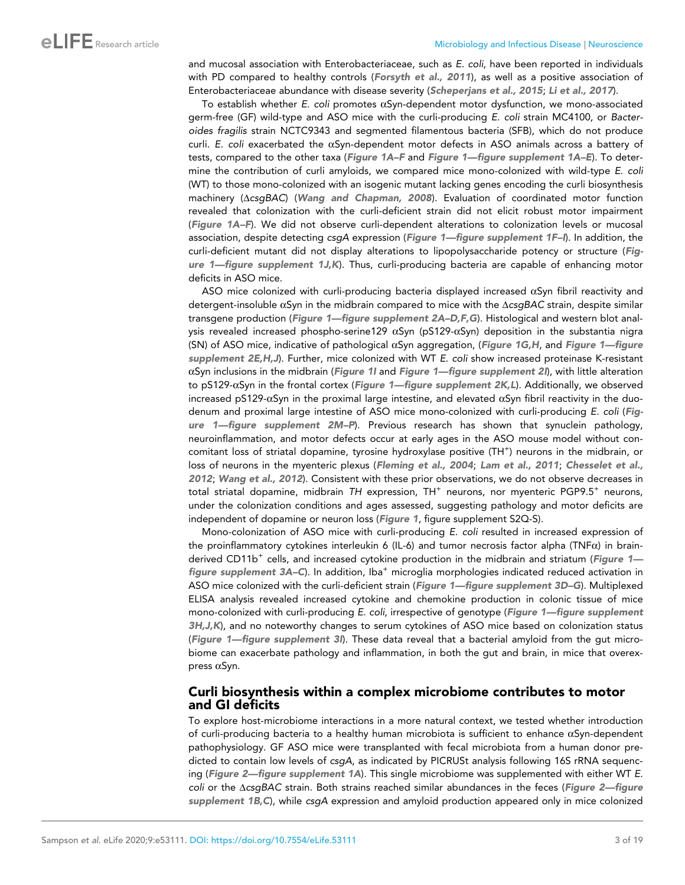and mucosal association with Enterobacteriaceae, such as *E. coli*, have been reported in individuals with PD compared to healthy controls (**Forsyth et al., 2011**), as well as a positive association of Enterobacteriaceae abundance with disease severity (**Scheperjans et al., 2015**; **Li et al., 2017**).

To establish whether *E. coli* promotes αSyn-dependent motor dysfunction, we mono-associated germ-free (GF) wild-type and ASO mice with the curli-producing *E. coli* strain MC4100, or *Bacteroides fragilis* strain NCTC9343 and segmented filamentous bacteria (SFB), which do not produce curli. *E. coli* exacerbated the αSyn-dependent motor defects in ASO animals across a battery of tests, compared to the other taxa (**Figure 1A–F** and **Figure 1—figure supplement 1A–E**). To determine the contribution of curli amyloids, we compared mice mono-colonized with wild-type *E. coli* (WT) to those mono-colonized with an isogenic mutant lacking genes encoding the curli biosynthesis machinery (Δ*csgBAC*) (**Wang and Chapman, 2008**). Evaluation of coordinated motor function revealed that colonization with the curli-deficient strain did not elicit robust motor impairment (**Figure 1A–F**). We did not observe curli-dependent alterations to colonization levels or mucosal association, despite detecting *csgA* expression (**Figure 1—figure supplement 1F–I**). In addition, the curli-deficient mutant did not display alterations to lipopolysaccharide potency or structure (**Figure 1—figure supplement 1J,K**). Thus, curli-producing bacteria are capable of enhancing motor deficits in ASO mice.

ASO mice colonized with curli-producing bacteria displayed increased αSyn fibril reactivity and detergent-insoluble αSyn in the midbrain compared to mice with the Δ*csgBAC* strain, despite similar transgene production (**Figure 1—figure supplement 2A–D,F,G**). Histological and western blot analysis revealed increased phospho-serine129 αSyn (pS129-αSyn) deposition in the substantia nigra (SN) of ASO mice, indicative of pathological αSyn aggregation, (**Figure 1G,H**, and **Figure 1—figure supplement 2E,H,J**). Further, mice colonized with WT *E. coli* show increased proteinase K-resistant αSyn inclusions in the midbrain (**Figure 1I** and **Figure 1—figure supplement 2I**), with little alteration to pS129-αSyn in the frontal cortex (**Figure 1—figure supplement 2K,L**). Additionally, we observed increased pS129-αSyn in the proximal large intestine, and elevated αSyn fibril reactivity in the duodenum and proximal large intestine of ASO mice mono-colonized with curli-producing *E. coli* (**Figure 1—figure supplement 2M–P**). Previous research has shown that synuclein pathology, neuroinflammation, and motor defects occur at early ages in the ASO mouse model without concomitant loss of striatal dopamine, tyrosine hydroxylase positive (TH$^+$) neurons in the midbrain, or loss of neurons in the myenteric plexus (**Fleming et al., 2004**; **Lam et al., 2011**; **Chesselet et al., 2012**; **Wang et al., 2012**). Consistent with these prior observations, we do not observe decreases in total striatal dopamine, midbrain *TH* expression, TH$^+$ neurons, nor myenteric PGP9.5$^+$ neurons, under the colonization conditions and ages assessed, suggesting pathology and motor deficits are independent of dopamine or neuron loss (**Figure 1**, figure supplement S2Q-S).

Mono-colonization of ASO mice with curli-producing *E. coli* resulted in increased expression of the proinflammatory cytokines interleukin 6 (IL-6) and tumor necrosis factor alpha (TNFα) in brain-derived CD11b$^+$ cells, and increased cytokine production in the midbrain and striatum (**Figure 1—figure supplement 3A–C**). In addition, Iba$^+$ microglia morphologies indicated reduced activation in ASO mice colonized with the curli-deficient strain (**Figure 1—figure supplement 3D–G**). Multiplexed ELISA analysis revealed increased cytokine and chemokine production in colonic tissue of mice mono-colonized with curli-producing *E. coli*, irrespective of genotype (**Figure 1—figure supplement 3H,J,K**), and no noteworthy changes to serum cytokines of ASO mice based on colonization status (**Figure 1—figure supplement 3I**). These data reveal that a bacterial amyloid from the gut microbiome can exacerbate pathology and inflammation, in both the gut and brain, in mice that overexpress αSyn.

## Curli biosynthesis within a complex microbiome contributes to motor and GI deficits

To explore host-microbiome interactions in a more natural context, we tested whether introduction of curli-producing bacteria to a healthy human microbiota is sufficient to enhance αSyn-dependent pathophysiology. GF ASO mice were transplanted with fecal microbiota from a human donor predicted to contain low levels of *csgA*, as indicated by PICRUSt analysis following 16S rRNA sequencing (**Figure 2—figure supplement 1A**). This single microbiome was supplemented with either WT *E. coli* or the Δ*csgBAC* strain. Both strains reached similar abundances in the feces (**Figure 2—figure supplement 1B,C**), while *csgA* expression and amyloid production appeared only in mice colonized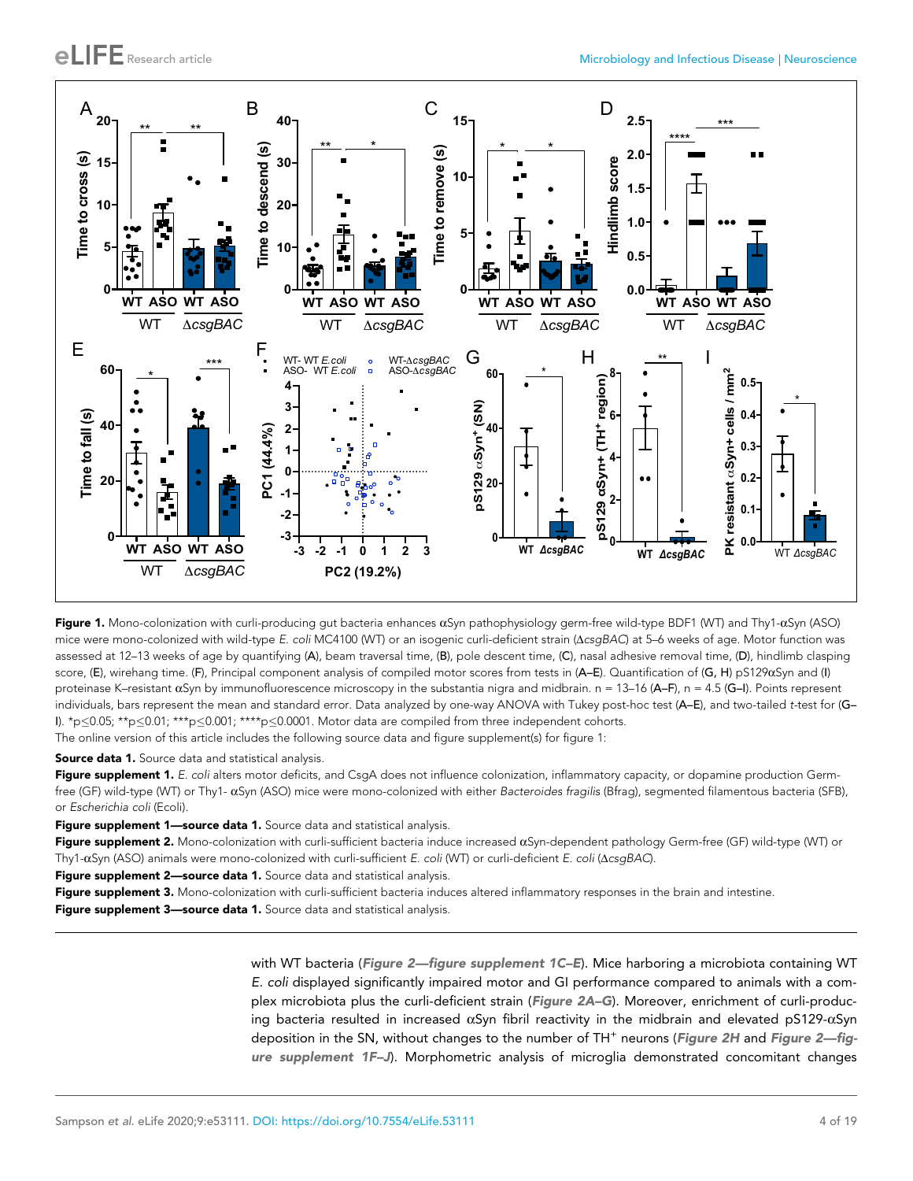**Figure 1.** Mono-colonization with curli-producing gut bacteria enhances αSyn pathophysiology germ-free wild-type BDF1 (WT) and Thy1-αSyn (ASO) mice were mono-colonized with wild-type *E. coli* MC4100 (WT) or an isogenic curli-deficient strain (Δ*csgBAC*) at 5–6 weeks of age. Motor function was assessed at 12–13 weeks of age by quantifying (**A**), beam traversal time, (**B**), pole descent time, (**C**), nasal adhesive removal time, (**D**), hindlimb clasping score, (**E**), wirehang time. (**F**), Principal component analysis of compiled motor scores from tests in (**A–E**). Quantification of (**G, H**) pS129αSyn and (**I**) proteinase K–resistant αSyn by immunofluorescence microscopy in the substantia nigra and midbrain. n = 13–16 (**A–F**), n = 4.5 (**G–I**). Points represent individuals, bars represent the mean and standard error. Data analyzed by one-way ANOVA with Tukey post-hoc test (**A–E**), and two-tailed *t*-test for (**G–I**). *p≤0.05; **p≤0.01; ***p≤0.001; ****p≤0.0001. Motor data are compiled from three independent cohorts.

The online version of this article includes the following source data and figure supplement(s) for figure 1:

**Source data 1.** Source data and statistical analysis.

**Figure supplement 1.** *E. coli* alters motor deficits, and CsgA does not influence colonization, inflammatory capacity, or dopamine production Germ-free (GF) wild-type (WT) or Thy1- αSyn (ASO) mice were mono-colonized with either *Bacteroides fragilis* (Bfrag), segmented filamentous bacteria (SFB), or *Escherichia coli* (Ecoli).

**Figure supplement 1—source data 1.** Source data and statistical analysis.

**Figure supplement 2.** Mono-colonization with curli-sufficient bacteria induce increased αSyn-dependent pathology Germ-free (GF) wild-type (WT) or Thy1-αSyn (ASO) animals were mono-colonized with curli-sufficient *E. coli* (WT) or curli-deficient *E. coli* (Δ*csgBAC*).

**Figure supplement 2—source data 1.** Source data and statistical analysis.

**Figure supplement 3.** Mono-colonization with curli-sufficient bacteria induces altered inflammatory responses in the brain and intestine.

**Figure supplement 3—source data 1.** Source data and statistical analysis.

with WT bacteria (*Figure 2—figure supplement 1C–E*). Mice harboring a microbiota containing WT *E. coli* displayed significantly impaired motor and GI performance compared to animals with a complex microbiota plus the curli-deficient strain (*Figure 2A–G*). Moreover, enrichment of curli-producing bacteria resulted in increased αSyn fibril reactivity in the midbrain and elevated pS129-αSyn deposition in the SN, without changes to the number of TH$^{+}$ neurons (*Figure 2H* and *Figure 2—figure supplement 1F–J*). Morphometric analysis of microglia demonstrated concomitant changes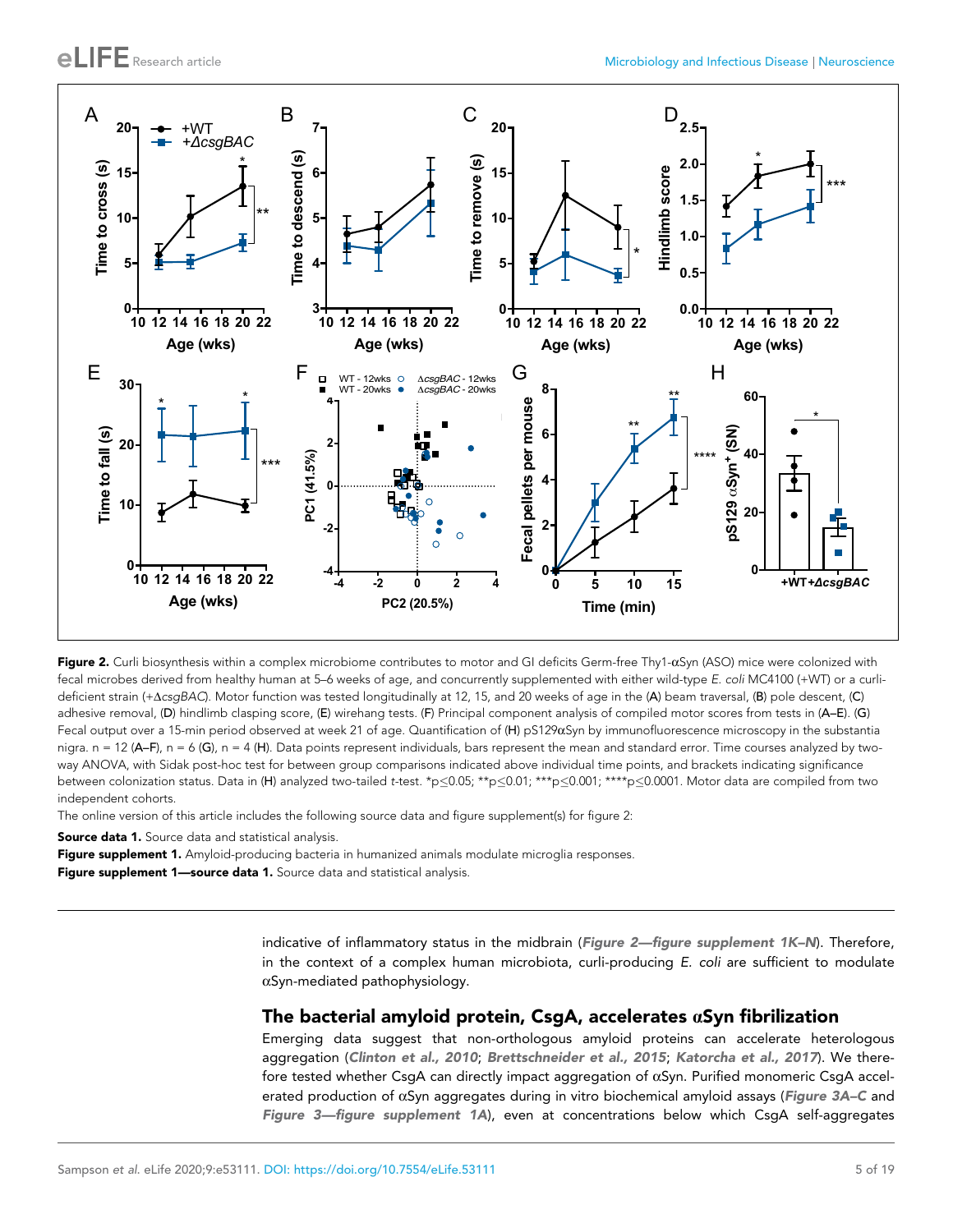**Figure 2.** Curli biosynthesis within a complex microbiome contributes to motor and GI deficits Germ-free Thy1-αSyn (ASO) mice were colonized with fecal microbes derived from healthy human at 5–6 weeks of age, and concurrently supplemented with either wild-type *E. coli* MC4100 (+WT) or a curli-deficient strain (+Δ*csgBAC*). Motor function was tested longitudinally at 12, 15, and 20 weeks of age in the (**A**) beam traversal, (**B**) pole descent, (**C**) adhesive removal, (**D**) hindlimb clasping score, (**E**) wirehang tests. (**F**) Principal component analysis of compiled motor scores from tests in (**A–E**). (**G**) Fecal output over a 15-min period observed at week 21 of age. Quantification of (**H**) pS129αSyn by immunofluorescence microscopy in the substantia nigra. n = 12 (**A–F**), n = 6 (**G**), n = 4 (**H**). Data points represent individuals, bars represent the mean and standard error. Time courses analyzed by two-way ANOVA, with Sidak post-hoc test for between group comparisons indicated above individual time points, and brackets indicating significance between colonization status. Data in (**H**) analyzed two-tailed *t*-test. *p≤0.05; **p≤0.01; ***p≤0.001; ****p≤0.0001. Motor data are compiled from two independent cohorts.

The online version of this article includes the following source data and figure supplement(s) for figure 2:

**Source data 1.** Source data and statistical analysis.

**Figure supplement 1.** Amyloid-producing bacteria in humanized animals modulate microglia responses.

**Figure supplement 1—source data 1.** Source data and statistical analysis.

indicative of inflammatory status in the midbrain (***Figure 2—figure supplement 1K–N***). Therefore, in the context of a complex human microbiota, curli-producing *E. coli* are sufficient to modulate αSyn-mediated pathophysiology.

## The bacterial amyloid protein, CsgA, accelerates αSyn fibrilization

Emerging data suggest that non-orthologous amyloid proteins can accelerate heterologous aggregation (***Clinton et al., 2010***; ***Brettschneider et al., 2015***; ***Katorcha et al., 2017***). We therefore tested whether CsgA can directly impact aggregation of αSyn. Purified monomeric CsgA accelerated production of αSyn aggregates during in vitro biochemical amyloid assays (***Figure 3A–C*** and ***Figure 3—figure supplement 1A***), even at concentrations below which CsgA self-aggregates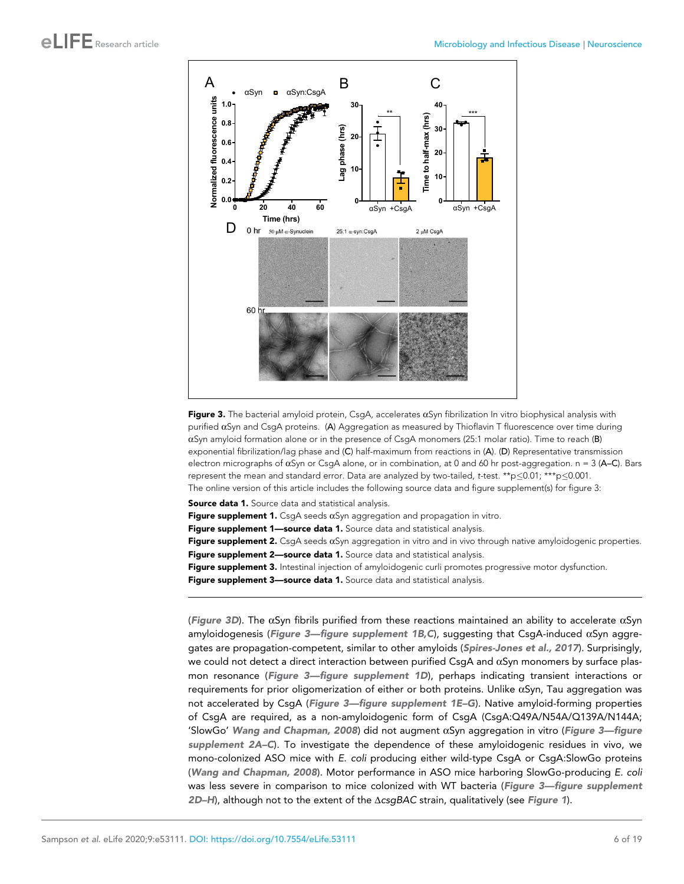**Figure 3.** The bacterial amyloid protein, CsgA, accelerates αSyn fibrilization In vitro biophysical analysis with purified αSyn and CsgA proteins. (A) Aggregation as measured by Thioflavin T fluorescence over time during αSyn amyloid formation alone or in the presence of CsgA monomers (25:1 molar ratio). Time to reach (B) exponential fibrilization/lag phase and (C) half-maximum from reactions in (A). (D) Representative transmission electron micrographs of αSyn or CsgA alone, or in combination, at 0 and 60 hr post-aggregation. n = 3 (A–C). Bars represent the mean and standard error. Data are analyzed by two-tailed, t-test. **$p \leq 0.01$; ***$p \leq 0.001$.

The online version of this article includes the following source data and figure supplement(s) for figure 3:

**Source data 1.** Source data and statistical analysis.

**Figure supplement 1.** CsgA seeds αSyn aggregation and propagation in vitro.

**Figure supplement 1—source data 1.** Source data and statistical analysis.

**Figure supplement 2.** CsgA seeds αSyn aggregation in vitro and in vivo through native amyloidogenic properties.

**Figure supplement 2—source data 1.** Source data and statistical analysis.

**Figure supplement 3.** Intestinal injection of amyloidogenic curli promotes progressive motor dysfunction.

**Figure supplement 3—source data 1.** Source data and statistical analysis.

(*Figure 3D*). The αSyn fibrils purified from these reactions maintained an ability to accelerate αSyn amyloidogenesis (*Figure 3—figure supplement 1B,C*), suggesting that CsgA-induced αSyn aggregates are propagation-competent, similar to other amyloids (*Spires-Jones et al., 2017*). Surprisingly, we could not detect a direct interaction between purified CsgA and αSyn monomers by surface plasmon resonance (*Figure 3—figure supplement 1D*), perhaps indicating transient interactions or requirements for prior oligomerization of either or both proteins. Unlike αSyn, Tau aggregation was not accelerated by CsgA (*Figure 3—figure supplement 1E–G*). Native amyloid-forming properties of CsgA are required, as a non-amyloidogenic form of CsgA (CsgA:Q49A/N54A/Q139A/N144A; 'SlowGo' *Wang and Chapman, 2008*) did not augment αSyn aggregation in vitro (*Figure 3—figure supplement 2A–C*). To investigate the dependence of these amyloidogenic residues in vivo, we mono-colonized ASO mice with *E. coli* producing either wild-type CsgA or CsgA:SlowGo proteins (*Wang and Chapman, 2008*). Motor performance in ASO mice harboring SlowGo-producing *E. coli* was less severe in comparison to mice colonized with WT bacteria (*Figure 3—figure supplement 2D–H*), although not to the extent of the Δ*csgBAC* strain, qualitatively (see *Figure 1*).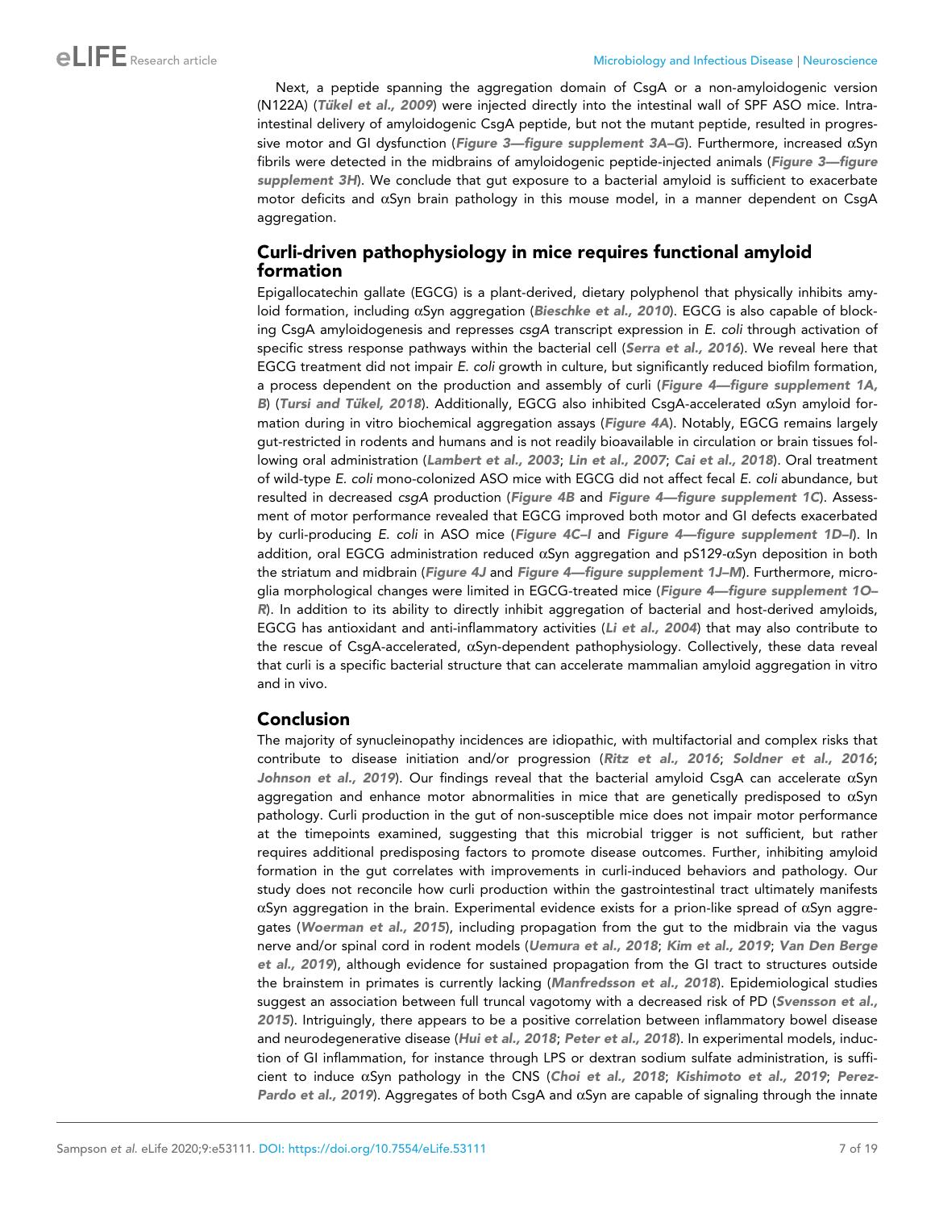Next, a peptide spanning the aggregation domain of CsgA or a non-amyloidogenic version (N122A) (*Tükel et al., 2009*) were injected directly into the intestinal wall of SPF ASO mice. Intra-intestinal delivery of amyloidogenic CsgA peptide, but not the mutant peptide, resulted in progressive motor and GI dysfunction (*Figure 3—figure supplement 3A–G*). Furthermore, increased αSyn fibrils were detected in the midbrains of amyloidogenic peptide-injected animals (*Figure 3—figure supplement 3H*). We conclude that gut exposure to a bacterial amyloid is sufficient to exacerbate motor deficits and αSyn brain pathology in this mouse model, in a manner dependent on CsgA aggregation.

## Curli-driven pathophysiology in mice requires functional amyloid formation

Epigallocatechin gallate (EGCG) is a plant-derived, dietary polyphenol that physically inhibits amyloid formation, including αSyn aggregation (*Bieschke et al., 2010*). EGCG is also capable of blocking CsgA amyloidogenesis and represses *csgA* transcript expression in *E. coli* through activation of specific stress response pathways within the bacterial cell (*Serra et al., 2016*). We reveal here that EGCG treatment did not impair *E. coli* growth in culture, but significantly reduced biofilm formation, a process dependent on the production and assembly of curli (*Figure 4—figure supplement 1A, B*) (*Tursi and Tükel, 2018*). Additionally, EGCG also inhibited CsgA-accelerated αSyn amyloid formation during in vitro biochemical aggregation assays (*Figure 4A*). Notably, EGCG remains largely gut-restricted in rodents and humans and is not readily bioavailable in circulation or brain tissues following oral administration (*Lambert et al., 2003*; *Lin et al., 2007*; *Cai et al., 2018*). Oral treatment of wild-type *E. coli* mono-colonized ASO mice with EGCG did not affect fecal *E. coli* abundance, but resulted in decreased *csgA* production (*Figure 4B* and *Figure 4—figure supplement 1C*). Assessment of motor performance revealed that EGCG improved both motor and GI defects exacerbated by curli-producing *E. coli* in ASO mice (*Figure 4C–I* and *Figure 4—figure supplement 1D–I*). In addition, oral EGCG administration reduced αSyn aggregation and pS129-αSyn deposition in both the striatum and midbrain (*Figure 4J* and *Figure 4—figure supplement 1J–M*). Furthermore, microglia morphological changes were limited in EGCG-treated mice (*Figure 4—figure supplement 1O–R*). In addition to its ability to directly inhibit aggregation of bacterial and host-derived amyloids, EGCG has antioxidant and anti-inflammatory activities (*Li et al., 2004*) that may also contribute to the rescue of CsgA-accelerated, αSyn-dependent pathophysiology. Collectively, these data reveal that curli is a specific bacterial structure that can accelerate mammalian amyloid aggregation in vitro and in vivo.

## Conclusion

The majority of synucleinopathy incidences are idiopathic, with multifactorial and complex risks that contribute to disease initiation and/or progression (*Ritz et al., 2016*; *Soldner et al., 2016*; *Johnson et al., 2019*). Our findings reveal that the bacterial amyloid CsgA can accelerate αSyn aggregation and enhance motor abnormalities in mice that are genetically predisposed to αSyn pathology. Curli production in the gut of non-susceptible mice does not impair motor performance at the timepoints examined, suggesting that this microbial trigger is not sufficient, but rather requires additional predisposing factors to promote disease outcomes. Further, inhibiting amyloid formation in the gut correlates with improvements in curli-induced behaviors and pathology. Our study does not reconcile how curli production within the gastrointestinal tract ultimately manifests αSyn aggregation in the brain. Experimental evidence exists for a prion-like spread of αSyn aggregates (*Woerman et al., 2015*), including propagation from the gut to the midbrain via the vagus nerve and/or spinal cord in rodent models (*Uemura et al., 2018*; *Kim et al., 2019*; *Van Den Berge et al., 2019*), although evidence for sustained propagation from the GI tract to structures outside the brainstem in primates is currently lacking (*Manfredsson et al., 2018*). Epidemiological studies suggest an association between full truncal vagotomy with a decreased risk of PD (*Svensson et al., 2015*). Intriguingly, there appears to be a positive correlation between inflammatory bowel disease and neurodegenerative disease (*Hui et al., 2018*; *Peter et al., 2018*). In experimental models, induction of GI inflammation, for instance through LPS or dextran sodium sulfate administration, is sufficient to induce αSyn pathology in the CNS (*Choi et al., 2018*; *Kishimoto et al., 2019*; *Perez-Pardo et al., 2019*). Aggregates of both CsgA and αSyn are capable of signaling through the innate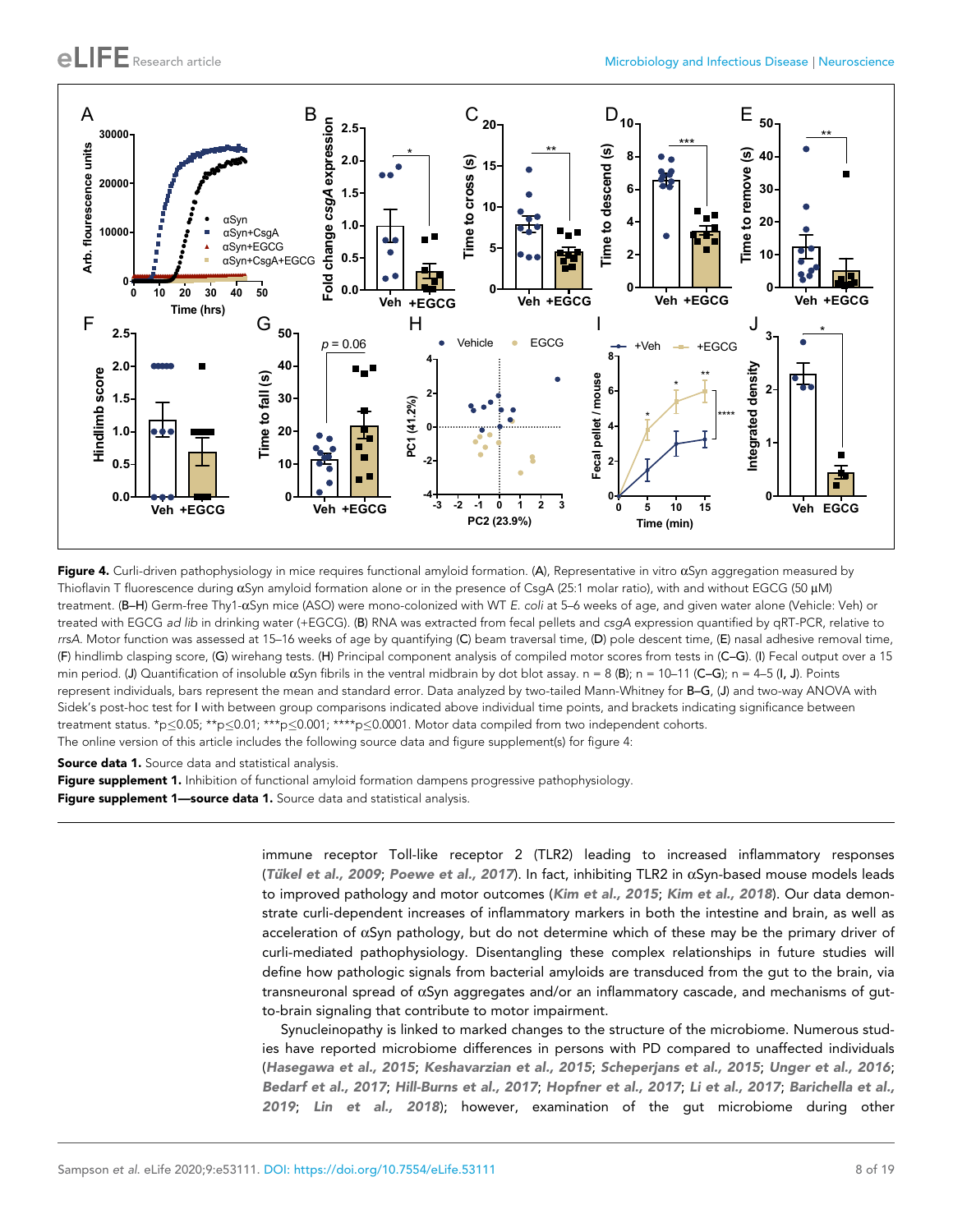**Figure 4.** Curli-driven pathophysiology in mice requires functional amyloid formation. (**A**), Representative in vitro αSyn aggregation measured by Thioflavin T fluorescence during αSyn amyloid formation alone or in the presence of CsgA (25:1 molar ratio), with and without EGCG (50 µM) treatment. (**B–H**) Germ-free Thy1-αSyn mice (ASO) were mono-colonized with WT *E. coli* at 5–6 weeks of age, and given water alone (Vehicle: Veh) or treated with EGCG *ad lib* in drinking water (+EGCG). (**B**) RNA was extracted from fecal pellets and *csgA* expression quantified by qRT-PCR, relative to *rrsA*. Motor function was assessed at 15–16 weeks of age by quantifying (**C**) beam traversal time, (**D**) pole descent time, (**E**) nasal adhesive removal time, (**F**) hindlimb clasping score, (**G**) wirehang tests. (**H**) Principal component analysis of compiled motor scores from tests in (**C–G**). (**I**) Fecal output over a 15 min period. (**J**) Quantification of insoluble αSyn fibrils in the ventral midbrain by dot blot assay. n = 8 (**B**); n = 10–11 (**C–G**); n = 4–5 (**I, J**). Points represent individuals, bars represent the mean and standard error. Data analyzed by two-tailed Mann-Whitney for **B–G**, (**J**) and two-way ANOVA with Sidek's post-hoc test for **I** with between group comparisons indicated above individual time points, and brackets indicating significance between treatment status. *p≤0.05; **p≤0.01; ***p≤0.001; ****p≤0.0001. Motor data compiled from two independent cohorts.
The online version of this article includes the following source data and figure supplement(s) for figure 4:

**Source data 1.** Source data and statistical analysis.

**Figure supplement 1.** Inhibition of functional amyloid formation dampens progressive pathophysiology.

**Figure supplement 1—source data 1.** Source data and statistical analysis.

immune receptor Toll-like receptor 2 (TLR2) leading to increased inflammatory responses (*Tükel et al., 2009*; *Poewe et al., 2017*). In fact, inhibiting TLR2 in αSyn-based mouse models leads to improved pathology and motor outcomes (*Kim et al., 2015*; *Kim et al., 2018*). Our data demonstrate curli-dependent increases of inflammatory markers in both the intestine and brain, as well as acceleration of αSyn pathology, but do not determine which of these may be the primary driver of curli-mediated pathophysiology. Disentangling these complex relationships in future studies will define how pathologic signals from bacterial amyloids are transduced from the gut to the brain, via transneuronal spread of αSyn aggregates and/or an inflammatory cascade, and mechanisms of gut-to-brain signaling that contribute to motor impairment.

Synucleinopathy is linked to marked changes to the structure of the microbiome. Numerous studies have reported microbiome differences in persons with PD compared to unaffected individuals (*Hasegawa et al., 2015*; *Keshavarzian et al., 2015*; *Scheperjans et al., 2015*; *Unger et al., 2016*; *Bedarf et al., 2017*; *Hill-Burns et al., 2017*; *Hopfner et al., 2017*; *Li et al., 2017*; *Barichella et al., 2019*; *Lin et al., 2018*); however, examination of the gut microbiome during other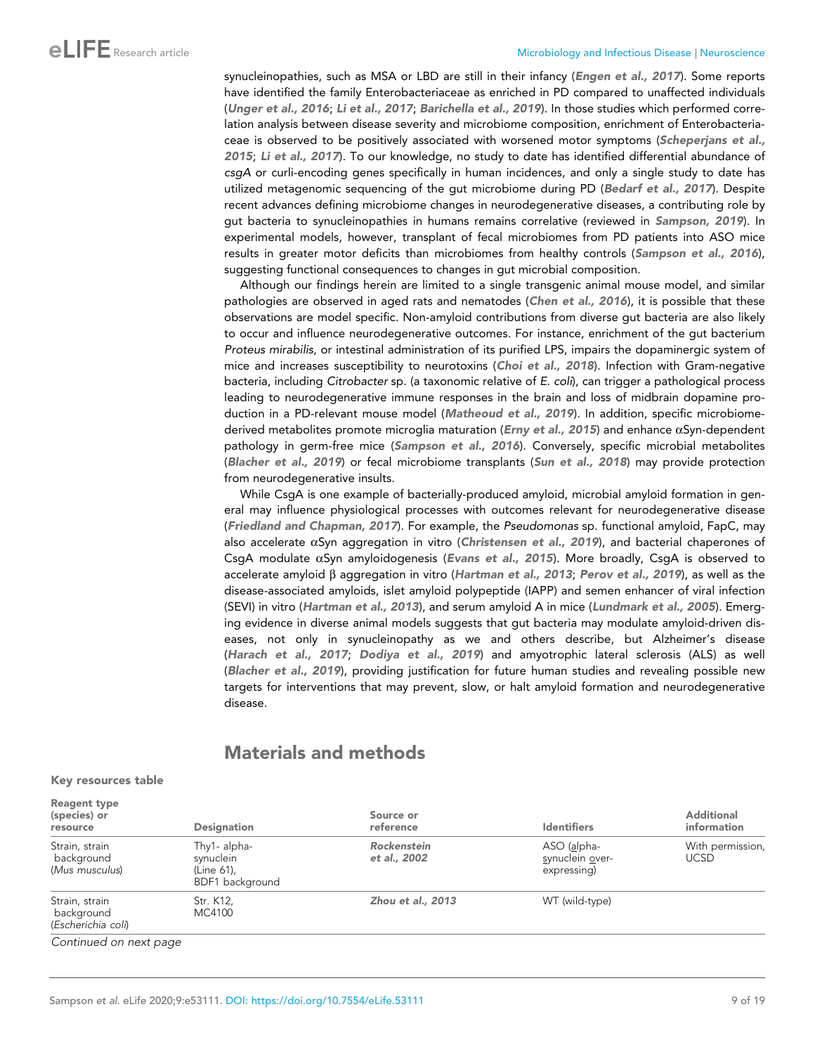synucleinopathies, such as MSA or LBD are still in their infancy (**Engen et al., 2017**). Some reports have identified the family Enterobacteriaceae as enriched in PD compared to unaffected individuals (**Unger et al., 2016**; **Li et al., 2017**; **Barichella et al., 2019**). In those studies which performed correlation analysis between disease severity and microbiome composition, enrichment of Enterobacteriaceae is observed to be positively associated with worsened motor symptoms (**Scheperjans et al., 2015**; **Li et al., 2017**). To our knowledge, no study to date has identified differential abundance of *csgA* or curli-encoding genes specifically in human incidences, and only a single study to date has utilized metagenomic sequencing of the gut microbiome during PD (**Bedarf et al., 2017**). Despite recent advances defining microbiome changes in neurodegenerative diseases, a contributing role by gut bacteria to synucleinopathies in humans remains correlative (reviewed in **Sampson, 2019**). In experimental models, however, transplant of fecal microbiomes from PD patients into ASO mice results in greater motor deficits than microbiomes from healthy controls (**Sampson et al., 2016**), suggesting functional consequences to changes in gut microbial composition.

Although our findings herein are limited to a single transgenic animal mouse model, and similar pathologies are observed in aged rats and nematodes (**Chen et al., 2016**), it is possible that these observations are model specific. Non-amyloid contributions from diverse gut bacteria are also likely to occur and influence neurodegenerative outcomes. For instance, enrichment of the gut bacterium *Proteus mirabilis*, or intestinal administration of its purified LPS, impairs the dopaminergic system of mice and increases susceptibility to neurotoxins (**Choi et al., 2018**). Infection with Gram-negative bacteria, including *Citrobacter* sp. (a taxonomic relative of *E. coli*), can trigger a pathological process leading to neurodegenerative immune responses in the brain and loss of midbrain dopamine production in a PD-relevant mouse model (**Matheoud et al., 2019**). In addition, specific microbiome-derived metabolites promote microglia maturation (**Erny et al., 2015**) and enhance αSyn-dependent pathology in germ-free mice (**Sampson et al., 2016**). Conversely, specific microbial metabolites (**Blacher et al., 2019**) or fecal microbiome transplants (**Sun et al., 2018**) may provide protection from neurodegenerative insults.

While CsgA is one example of bacterially-produced amyloid, microbial amyloid formation in general may influence physiological processes with outcomes relevant for neurodegenerative disease (**Friedland and Chapman, 2017**). For example, the *Pseudomonas* sp. functional amyloid, FapC, may also accelerate αSyn aggregation in vitro (**Christensen et al., 2019**), and bacterial chaperones of CsgA modulate αSyn amyloidogenesis (**Evans et al., 2015**). More broadly, CsgA is observed to accelerate amyloid β aggregation in vitro (**Hartman et al., 2013**; **Perov et al., 2019**), as well as the disease-associated amyloids, islet amyloid polypeptide (IAPP) and semen enhancer of viral infection (SEVI) in vitro (**Hartman et al., 2013**), and serum amyloid A in mice (**Lundmark et al., 2005**). Emerging evidence in diverse animal models suggests that gut bacteria may modulate amyloid-driven diseases, not only in synucleinopathy as we and others describe, but Alzheimer's disease (**Harach et al., 2017**; **Dodiya et al., 2019**) and amyotrophic lateral sclerosis (ALS) as well (**Blacher et al., 2019**), providing justification for future human studies and revealing possible new targets for interventions that may prevent, slow, or halt amyloid formation and neurodegenerative disease.

## Materials and methods

### Key resources table

| Reagent type (species) or resource | Designation | Source or reference | Identifiers | Additional information |
|---|---|---|---|---|
| Strain, strain background (*Mus musculus*) | Thy1- alpha-synuclein (Line 61), BDF1 background | **Rockenstein et al., 2002** | ASO (alpha-synuclein over-expressing) | With permission, UCSD |
| Strain, strain background (*Escherichia coli*) | Str. K12, MC4100 | **Zhou et al., 2013** | WT (wild-type) | |

*Continued on next page*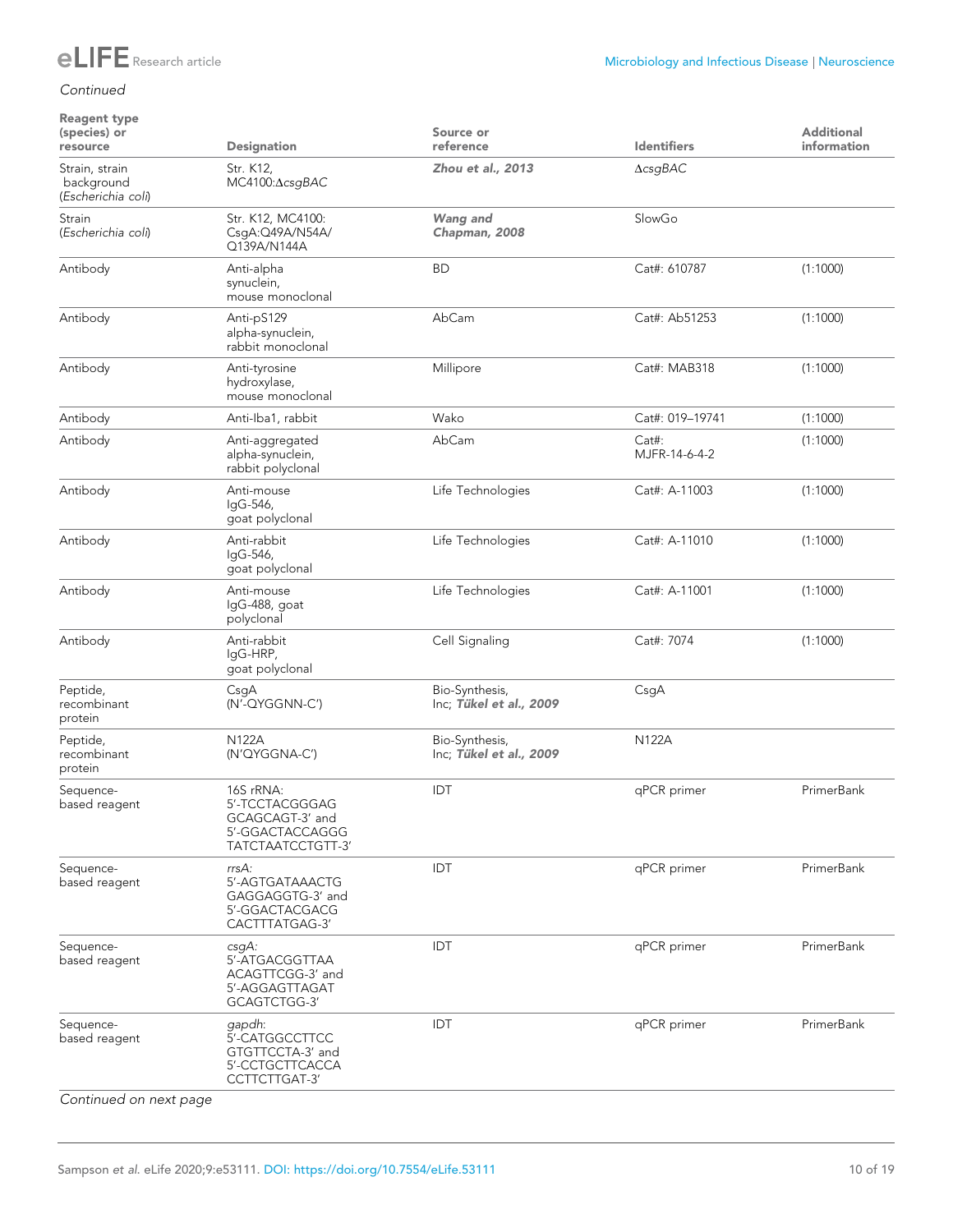*Continued*

| Reagent type (species) or resource | Designation | Source or reference | Identifiers | Additional information |
|---|---|---|---|---|
| Strain, strain background (*Escherichia coli*) | Str. K12, MC4100:Δ*csgBAC* | ***Zhou et al., 2013*** | Δ*csgBAC* | |
| Strain (*Escherichia coli*) | Str. K12, MC4100: CsgA:Q49A/N54A/Q139A/N144A | ***Wang and Chapman, 2008*** | SlowGo | |
| Antibody | Anti-alpha synuclein, mouse monoclonal | BD | Cat#: 610787 | (1:1000) |
| Antibody | Anti-pS129 alpha-synuclein, rabbit monoclonal | AbCam | Cat#: Ab51253 | (1:1000) |
| Antibody | Anti-tyrosine hydroxylase, mouse monoclonal | Millipore | Cat#: MAB318 | (1:1000) |
| Antibody | Anti-Iba1, rabbit | Wako | Cat#: 019–19741 | (1:1000) |
| Antibody | Anti-aggregated alpha-synuclein, rabbit polyclonal | AbCam | Cat#: MJFR-14-6-4-2 | (1:1000) |
| Antibody | Anti-mouse IgG-546, goat polyclonal | Life Technologies | Cat#: A-11003 | (1:1000) |
| Antibody | Anti-rabbit IgG-546, goat polyclonal | Life Technologies | Cat#: A-11010 | (1:1000) |
| Antibody | Anti-mouse IgG-488, goat polyclonal | Life Technologies | Cat#: A-11001 | (1:1000) |
| Antibody | Anti-rabbit IgG-HRP, goat polyclonal | Cell Signaling | Cat#: 7074 | (1:1000) |
| Peptide, recombinant protein | CsgA (N'-QYGGNN-C') | Bio-Synthesis, Inc; ***Tükel et al., 2009*** | CsgA | |
| Peptide, recombinant protein | N122A (N'QYGGNA-C') | Bio-Synthesis, Inc; ***Tükel et al., 2009*** | N122A | |
| Sequence-based reagent | 16S rRNA: 5'-TCCTACGGGAGGCAGCAGT-3' and 5'-GGACTACCAGGGTATCTAATCCTGTT-3' | IDT | qPCR primer | PrimerBank |
| Sequence-based reagent | *rrsA*: 5'-AGTGATAAACTGGAGGAGGTG-3' and 5'-GGACTACGACGCACTTTATGAG-3' | IDT | qPCR primer | PrimerBank |
| Sequence-based reagent | *csgA*: 5'-ATGACGGTTAAACAGTTCGG-3' and 5'-AGGAGTTAGATGCAGTCTGG-3' | IDT | qPCR primer | PrimerBank |
| Sequence-based reagent | *gapdh*: 5'-CATGGCCTTCCGTGTTCCTA-3' and 5'-CCTGCTTCACCACCTTCTTGAT-3' | IDT | qPCR primer | PrimerBank |

*Continued on next page*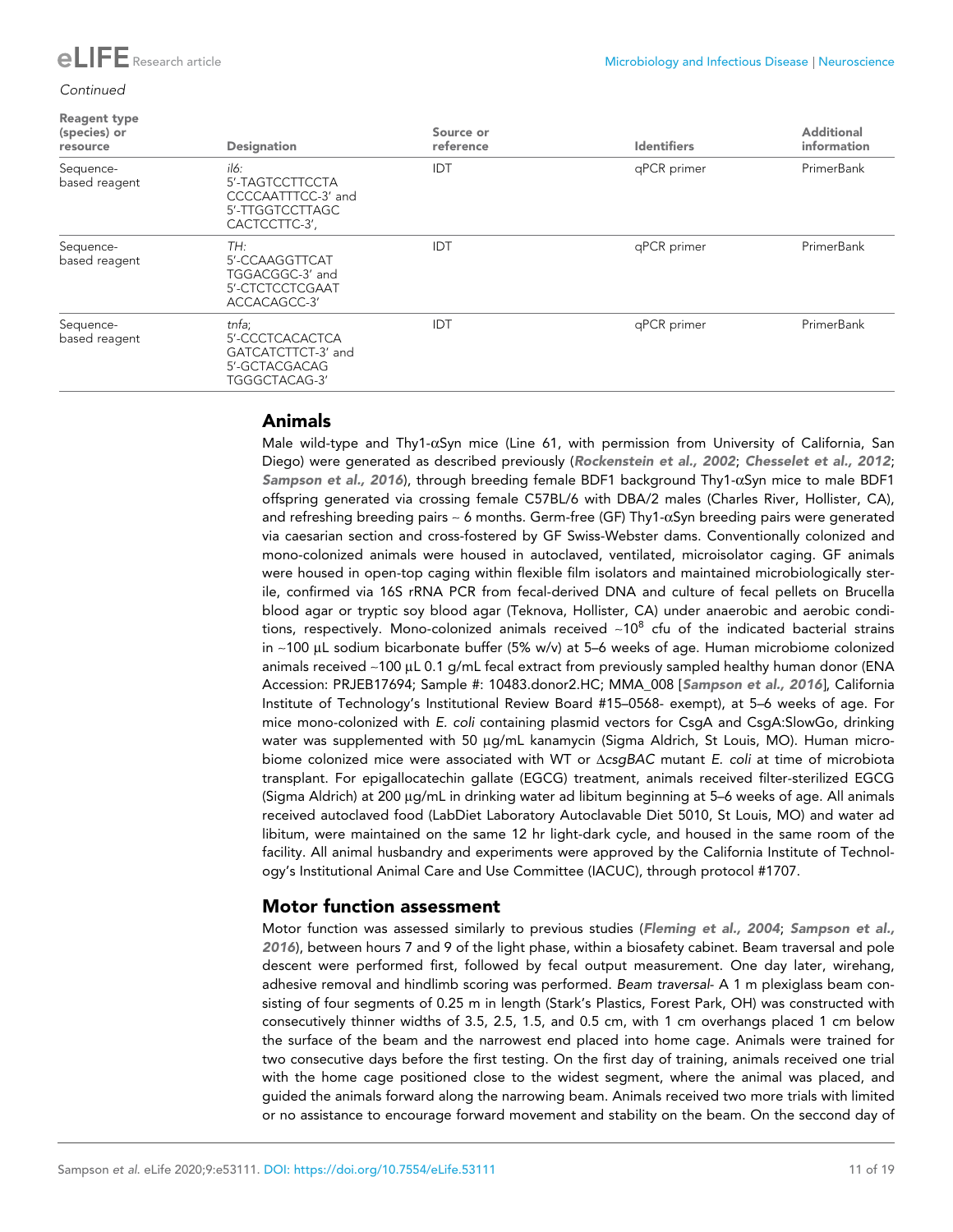*Continued*

| Reagent type (species) or resource | Designation | Source or reference | Identifiers | Additional information |
|---|---|---|---|---|
| Sequence-based reagent | *il6:* 5'-TAGTCCTTCCTACCCCAATTTCC-3' and 5'-TTGGTCCTTAGCCACTCCTTC-3', | IDT | qPCR primer | PrimerBank |
| Sequence-based reagent | *TH:* 5'-CCAAGGTTCATTGGACGGC-3' and 5'-CTCTCCTCGAATACCACAGCC-3' | IDT | qPCR primer | PrimerBank |
| Sequence-based reagent | *tnfa*; 5'-CCCTCACACTCAGATCATCTTCT-3' and 5'-GCTACGACAGTGGGCTACAG-3' | IDT | qPCR primer | PrimerBank |

## Animals

Male wild-type and Thy1-αSyn mice (Line 61, with permission from University of California, San Diego) were generated as described previously (**Rockenstein et al., 2002**; **Chesselet et al., 2012**; **Sampson et al., 2016**), through breeding female BDF1 background Thy1-αSyn mice to male BDF1 offspring generated via crossing female C57BL/6 with DBA/2 males (Charles River, Hollister, CA), and refreshing breeding pairs ~ 6 months. Germ-free (GF) Thy1-αSyn breeding pairs were generated via caesarian section and cross-fostered by GF Swiss-Webster dams. Conventionally colonized and mono-colonized animals were housed in autoclaved, ventilated, microisolator caging. GF animals were housed in open-top caging within flexible film isolators and maintained microbiologically sterile, confirmed via 16S rRNA PCR from fecal-derived DNA and culture of fecal pellets on Brucella blood agar or tryptic soy blood agar (Teknova, Hollister, CA) under anaerobic and aerobic conditions, respectively. Mono-colonized animals received ~$10^8$ cfu of the indicated bacterial strains in ~100 µL sodium bicarbonate buffer (5% w/v) at 5–6 weeks of age. Human microbiome colonized animals received ~100 µL 0.1 g/mL fecal extract from previously sampled healthy human donor (ENA Accession: PRJEB17694; Sample #: 10483.donor2.HC; MMA_008 [**Sampson et al., 2016**], California Institute of Technology's Institutional Review Board #15–0568- exempt), at 5–6 weeks of age. For mice mono-colonized with *E. coli* containing plasmid vectors for CsgA and CsgA:SlowGo, drinking water was supplemented with 50 µg/mL kanamycin (Sigma Aldrich, St Louis, MO). Human microbiome colonized mice were associated with WT or Δ*csgBAC* mutant *E. coli* at time of microbiota transplant. For epigallocatechin gallate (EGCG) treatment, animals received filter-sterilized EGCG (Sigma Aldrich) at 200 µg/mL in drinking water ad libitum beginning at 5–6 weeks of age. All animals received autoclaved food (LabDiet Laboratory Autoclavable Diet 5010, St Louis, MO) and water ad libitum, were maintained on the same 12 hr light-dark cycle, and housed in the same room of the facility. All animal husbandry and experiments were approved by the California Institute of Technology's Institutional Animal Care and Use Committee (IACUC), through protocol #1707.

## Motor function assessment

Motor function was assessed similarly to previous studies (**Fleming et al., 2004**; **Sampson et al., 2016**), between hours 7 and 9 of the light phase, within a biosafety cabinet. Beam traversal and pole descent were performed first, followed by fecal output measurement. One day later, wirehang, adhesive removal and hindlimb scoring was performed. *Beam traversal-* A 1 m plexiglass beam consisting of four segments of 0.25 m in length (Stark's Plastics, Forest Park, OH) was constructed with consecutively thinner widths of 3.5, 2.5, 1.5, and 0.5 cm, with 1 cm overhangs placed 1 cm below the surface of the beam and the narrowest end placed into home cage. Animals were trained for two consecutive days before the first testing. On the first day of training, animals received one trial with the home cage positioned close to the widest segment, where the animal was placed, and guided the animals forward along the narrowing beam. Animals received two more trials with limited or no assistance to encourage forward movement and stability on the beam. On the seccond day of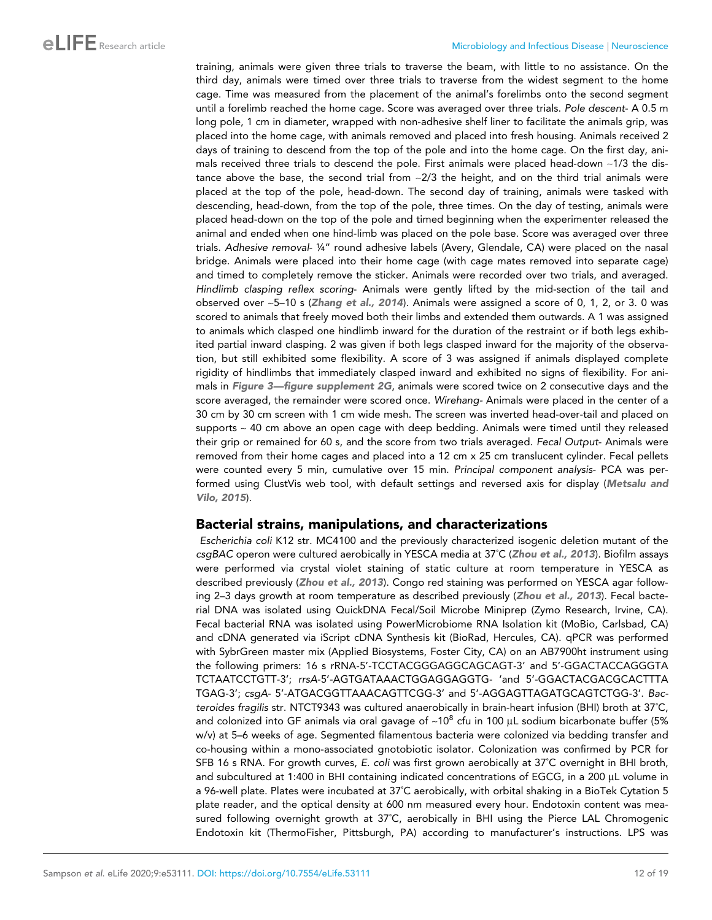training, animals were given three trials to traverse the beam, with little to no assistance. On the third day, animals were timed over three trials to traverse from the widest segment to the home cage. Time was measured from the placement of the animal's forelimbs onto the second segment until a forelimb reached the home cage. Score was averaged over three trials. *Pole descent*- A 0.5 m long pole, 1 cm in diameter, wrapped with non-adhesive shelf liner to facilitate the animals grip, was placed into the home cage, with animals removed and placed into fresh housing. Animals received 2 days of training to descend from the top of the pole and into the home cage. On the first day, animals received three trials to descend the pole. First animals were placed head-down ~1/3 the distance above the base, the second trial from ~2/3 the height, and on the third trial animals were placed at the top of the pole, head-down. The second day of training, animals were tasked with descending, head-down, from the top of the pole, three times. On the day of testing, animals were placed head-down on the top of the pole and timed beginning when the experimenter released the animal and ended when one hind-limb was placed on the pole base. Score was averaged over three trials. *Adhesive removal*- ¼" round adhesive labels (Avery, Glendale, CA) were placed on the nasal bridge. Animals were placed into their home cage (with cage mates removed into separate cage) and timed to completely remove the sticker. Animals were recorded over two trials, and averaged. *Hindlimb clasping reflex scoring*- Animals were gently lifted by the mid-section of the tail and observed over ~5–10 s (**Zhang et al., 2014**). Animals were assigned a score of 0, 1, 2, or 3. 0 was scored to animals that freely moved both their limbs and extended them outwards. A 1 was assigned to animals which clasped one hindlimb inward for the duration of the restraint or if both legs exhibited partial inward clasping. 2 was given if both legs clasped inward for the majority of the observation, but still exhibited some flexibility. A score of 3 was assigned if animals displayed complete rigidity of hindlimbs that immediately clasped inward and exhibited no signs of flexibility. For animals in **Figure 3—figure supplement 2G**, animals were scored twice on 2 consecutive days and the score averaged, the remainder were scored once. *Wirehang*- Animals were placed in the center of a 30 cm by 30 cm screen with 1 cm wide mesh. The screen was inverted head-over-tail and placed on supports ~ 40 cm above an open cage with deep bedding. Animals were timed until they released their grip or remained for 60 s, and the score from two trials averaged. *Fecal Output*- Animals were removed from their home cages and placed into a 12 cm x 25 cm translucent cylinder. Fecal pellets were counted every 5 min, cumulative over 15 min. *Principal component analysis*- PCA was performed using ClustVis web tool, with default settings and reversed axis for display (**Metsalu and Vilo, 2015**).

## Bacterial strains, manipulations, and characterizations

*Escherichia coli* K12 str. MC4100 and the previously characterized isogenic deletion mutant of the *csgBAC* operon were cultured aerobically in YESCA media at 37˚C (**Zhou et al., 2013**). Biofilm assays were performed via crystal violet staining of static culture at room temperature in YESCA as described previously (**Zhou et al., 2013**). Congo red staining was performed on YESCA agar following 2–3 days growth at room temperature as described previously (**Zhou et al., 2013**). Fecal bacterial DNA was isolated using QuickDNA Fecal/Soil Microbe Miniprep (Zymo Research, Irvine, CA). Fecal bacterial RNA was isolated using PowerMicrobiome RNA Isolation kit (MoBio, Carlsbad, CA) and cDNA generated via iScript cDNA Synthesis kit (BioRad, Hercules, CA). qPCR was performed with SybrGreen master mix (Applied Biosystems, Foster City, CA) on an AB7900ht instrument using the following primers: 16 s rRNA-5'-TCCTACGGGAGGCAGCAGT-3' and 5'-GGACTACCAGGGTATCTAATCCTGTT-3'; *rrsA*-5'-AGTGATAAACTGGAGGAGGTG- 'and 5'-GGACTACGACGCACTTTATGAG-3'; *csgA*- 5'-ATGACGGTTAAACAGTTCGG-3' and 5'-AGGAGTTAGATGCAGTCTGG-3'. *Bacteroides fragilis* str. NTCT9343 was cultured anaerobically in brain-heart infusion (BHI) broth at 37˚C, and colonized into GF animals via oral gavage of ~$10^8$ cfu in 100 µL sodium bicarbonate buffer (5% w/v) at 5–6 weeks of age. Segmented filamentous bacteria were colonized via bedding transfer and co-housing within a mono-associated gnotobiotic isolator. Colonization was confirmed by PCR for SFB 16 s RNA. For growth curves, *E. coli* was first grown aerobically at 37˚C overnight in BHI broth, and subcultured at 1:400 in BHI containing indicated concentrations of EGCG, in a 200 µL volume in a 96-well plate. Plates were incubated at 37˚C aerobically, with orbital shaking in a BioTek Cytation 5 plate reader, and the optical density at 600 nm measured every hour. Endotoxin content was measured following overnight growth at 37˚C, aerobically in BHI using the Pierce LAL Chromogenic Endotoxin kit (ThermoFisher, Pittsburgh, PA) according to manufacturer's instructions. LPS was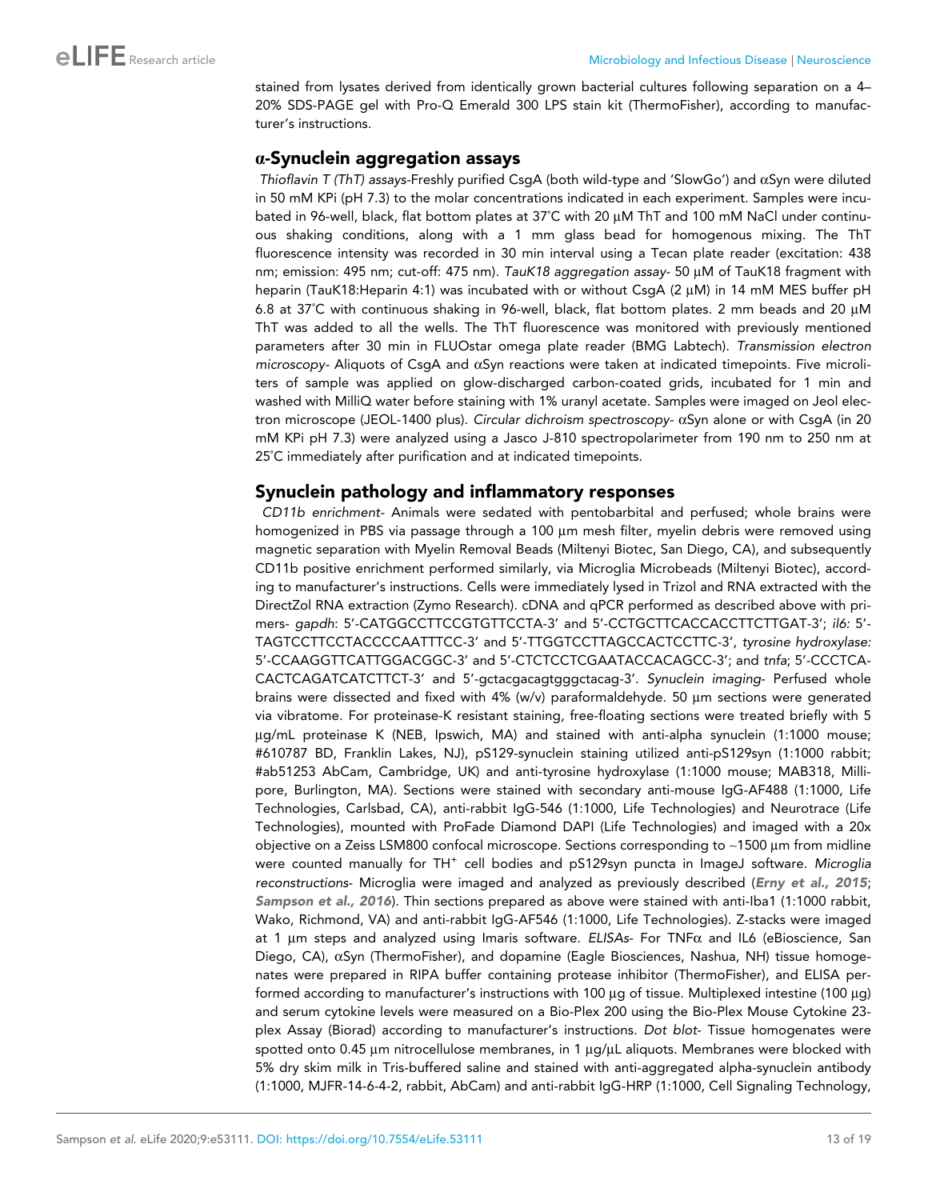stained from lysates derived from identically grown bacterial cultures following separation on a 4–20% SDS-PAGE gel with Pro-Q Emerald 300 LPS stain kit (ThermoFisher), according to manufacturer's instructions.

## α-Synuclein aggregation assays

*Thioflavin T (ThT) assays*-Freshly purified CsgA (both wild-type and 'SlowGo') and αSyn were diluted in 50 mM KPi (pH 7.3) to the molar concentrations indicated in each experiment. Samples were incubated in 96-well, black, flat bottom plates at 37˚C with 20 μM ThT and 100 mM NaCl under continuous shaking conditions, along with a 1 mm glass bead for homogenous mixing. The ThT fluorescence intensity was recorded in 30 min interval using a Tecan plate reader (excitation: 438 nm; emission: 495 nm; cut-off: 475 nm). *TauK18 aggregation assay*- 50 μM of TauK18 fragment with heparin (TauK18:Heparin 4:1) was incubated with or without CsgA (2 μM) in 14 mM MES buffer pH 6.8 at 37˚C with continuous shaking in 96-well, black, flat bottom plates. 2 mm beads and 20 μM ThT was added to all the wells. The ThT fluorescence was monitored with previously mentioned parameters after 30 min in FLUOstar omega plate reader (BMG Labtech). *Transmission electron microscopy*- Aliquots of CsgA and αSyn reactions were taken at indicated timepoints. Five microliters of sample was applied on glow-discharged carbon-coated grids, incubated for 1 min and washed with MilliQ water before staining with 1% uranyl acetate. Samples were imaged on Jeol electron microscope (JEOL-1400 plus). *Circular dichroism spectroscopy*- αSyn alone or with CsgA (in 20 mM KPi pH 7.3) were analyzed using a Jasco J-810 spectropolarimeter from 190 nm to 250 nm at 25˚C immediately after purification and at indicated timepoints.

## Synuclein pathology and inflammatory responses

*CD11b enrichment*- Animals were sedated with pentobarbital and perfused; whole brains were homogenized in PBS via passage through a 100 μm mesh filter, myelin debris were removed using magnetic separation with Myelin Removal Beads (Miltenyi Biotec, San Diego, CA), and subsequently CD11b positive enrichment performed similarly, via Microglia Microbeads (Miltenyi Biotec), according to manufacturer's instructions. Cells were immediately lysed in Trizol and RNA extracted with the DirectZol RNA extraction (Zymo Research). cDNA and qPCR performed as described above with primers- *gapdh*: 5'-CATGGCCTTCCGTGTTCCTA-3' and 5'-CCTGCTTCACCACCTTCTTGAT-3'; *il6:* 5'-TAGTCCTTCCTACCCCAATTTCC-3' and 5'-TTGGTCCTTAGCCACTCCTTC-3', *tyrosine hydroxylase:* 5'-CCAAGGTTCATTGGACGGC-3' and 5'-CTCTCCTCGAATACCACAGCC-3'; and *tnfa*; 5'-CCCTCACACTCAGATCATCTTCT-3' and 5'-gctacgacagtgggctacag-3'. *Synuclein imaging*- Perfused whole brains were dissected and fixed with 4% (w/v) paraformaldehyde. 50 μm sections were generated via vibratome. For proteinase-K resistant staining, free-floating sections were treated briefly with 5 μg/mL proteinase K (NEB, Ipswich, MA) and stained with anti-alpha synuclein (1:1000 mouse; #610787 BD, Franklin Lakes, NJ), pS129-synuclein staining utilized anti-pS129syn (1:1000 rabbit; #ab51253 AbCam, Cambridge, UK) and anti-tyrosine hydroxylase (1:1000 mouse; MAB318, Millipore, Burlington, MA). Sections were stained with secondary anti-mouse IgG-AF488 (1:1000, Life Technologies, Carlsbad, CA), anti-rabbit IgG-546 (1:1000, Life Technologies) and Neurotrace (Life Technologies), mounted with ProFade Diamond DAPI (Life Technologies) and imaged with a 20x objective on a Zeiss LSM800 confocal microscope. Sections corresponding to ~1500 μm from midline were counted manually for TH$^{+}$ cell bodies and pS129syn puncta in ImageJ software. *Microglia reconstructions*- Microglia were imaged and analyzed as previously described (**Erny et al., 2015**; **Sampson et al., 2016**). Thin sections prepared as above were stained with anti-Iba1 (1:1000 rabbit, Wako, Richmond, VA) and anti-rabbit IgG-AF546 (1:1000, Life Technologies). Z-stacks were imaged at 1 μm steps and analyzed using Imaris software. *ELISAs*- For TNFα and IL6 (eBioscience, San Diego, CA), αSyn (ThermoFisher), and dopamine (Eagle Biosciences, Nashua, NH) tissue homogenates were prepared in RIPA buffer containing protease inhibitor (ThermoFisher), and ELISA performed according to manufacturer's instructions with 100 μg of tissue. Multiplexed intestine (100 μg) and serum cytokine levels were measured on a Bio-Plex 200 using the Bio-Plex Mouse Cytokine 23-plex Assay (Biorad) according to manufacturer's instructions. *Dot blot*- Tissue homogenates were spotted onto 0.45 μm nitrocellulose membranes, in 1 μg/μL aliquots. Membranes were blocked with 5% dry skim milk in Tris-buffered saline and stained with anti-aggregated alpha-synuclein antibody (1:1000, MJFR-14-6-4-2, rabbit, AbCam) and anti-rabbit IgG-HRP (1:1000, Cell Signaling Technology,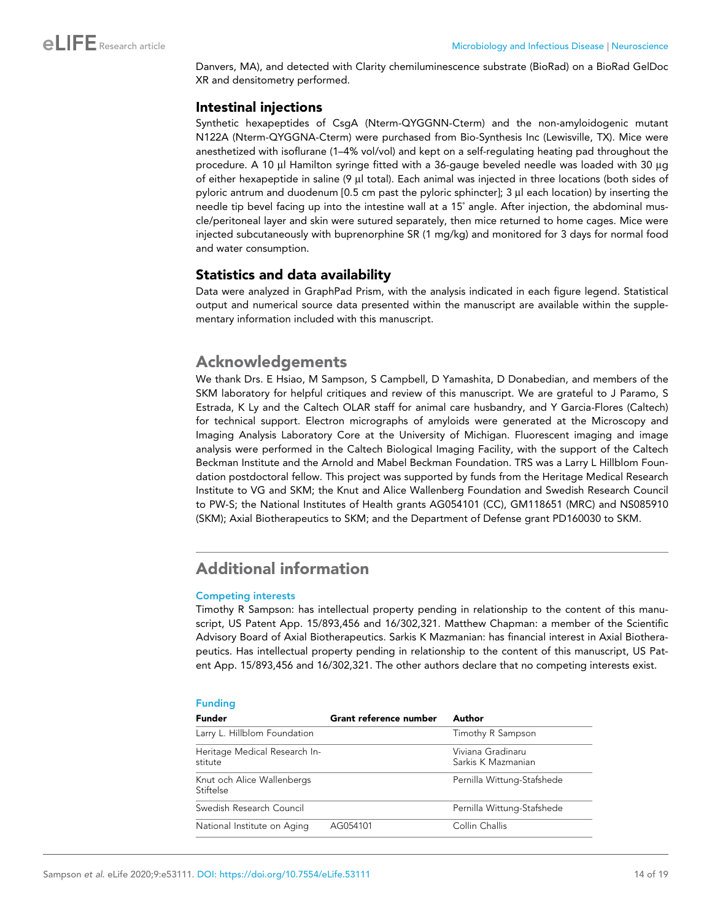Danvers, MA), and detected with Clarity chemiluminescence substrate (BioRad) on a BioRad GelDoc XR and densitometry performed.

## Intestinal injections

Synthetic hexapeptides of CsgA (Nterm-QYGGNN-Cterm) and the non-amyloidogenic mutant N122A (Nterm-QYGGNA-Cterm) were purchased from Bio-Synthesis Inc (Lewisville, TX). Mice were anesthetized with isoflurane (1–4% vol/vol) and kept on a self-regulating heating pad throughout the procedure. A 10 µl Hamilton syringe fitted with a 36-gauge beveled needle was loaded with 30 µg of either hexapeptide in saline (9 µl total). Each animal was injected in three locations (both sides of pyloric antrum and duodenum [0.5 cm past the pyloric sphincter]; 3 µl each location) by inserting the needle tip bevel facing up into the intestine wall at a 15˚ angle. After injection, the abdominal muscle/peritoneal layer and skin were sutured separately, then mice returned to home cages. Mice were injected subcutaneously with buprenorphine SR (1 mg/kg) and monitored for 3 days for normal food and water consumption.

## Statistics and data availability

Data were analyzed in GraphPad Prism, with the analysis indicated in each figure legend. Statistical output and numerical source data presented within the manuscript are available within the supplementary information included with this manuscript.

# Acknowledgements

We thank Drs. E Hsiao, M Sampson, S Campbell, D Yamashita, D Donabedian, and members of the SKM laboratory for helpful critiques and review of this manuscript. We are grateful to J Paramo, S Estrada, K Ly and the Caltech OLAR staff for animal care husbandry, and Y Garcia-Flores (Caltech) for technical support. Electron micrographs of amyloids were generated at the Microscopy and Imaging Analysis Laboratory Core at the University of Michigan. Fluorescent imaging and image analysis were performed in the Caltech Biological Imaging Facility, with the support of the Caltech Beckman Institute and the Arnold and Mabel Beckman Foundation. TRS was a Larry L Hillblom Foundation postdoctoral fellow. This project was supported by funds from the Heritage Medical Research Institute to VG and SKM; the Knut and Alice Wallenberg Foundation and Swedish Research Council to PW-S; the National Institutes of Health grants AG054101 (CC), GM118651 (MRC) and NS085910 (SKM); Axial Biotherapeutics to SKM; and the Department of Defense grant PD160030 to SKM.

# Additional information

### Competing interests

Timothy R Sampson: has intellectual property pending in relationship to the content of this manuscript, US Patent App. 15/893,456 and 16/302,321. Matthew Chapman: a member of the Scientific Advisory Board of Axial Biotherapeutics. Sarkis K Mazmanian: has financial interest in Axial Biotherapeutics. Has intellectual property pending in relationship to the content of this manuscript, US Patent App. 15/893,456 and 16/302,321. The other authors declare that no competing interests exist.

### Funding

| Funder | Grant reference number | Author |
|---|---|---|
| Larry L. Hillblom Foundation | | Timothy R Sampson |
| Heritage Medical Research Institute | | Viviana Gradinaru<br>Sarkis K Mazmanian |
| Knut och Alice Wallenbergs Stiftelse | | Pernilla Wittung-Stafshede |
| Swedish Research Council | | Pernilla Wittung-Stafshede |
| National Institute on Aging | AG054101 | Collin Challis |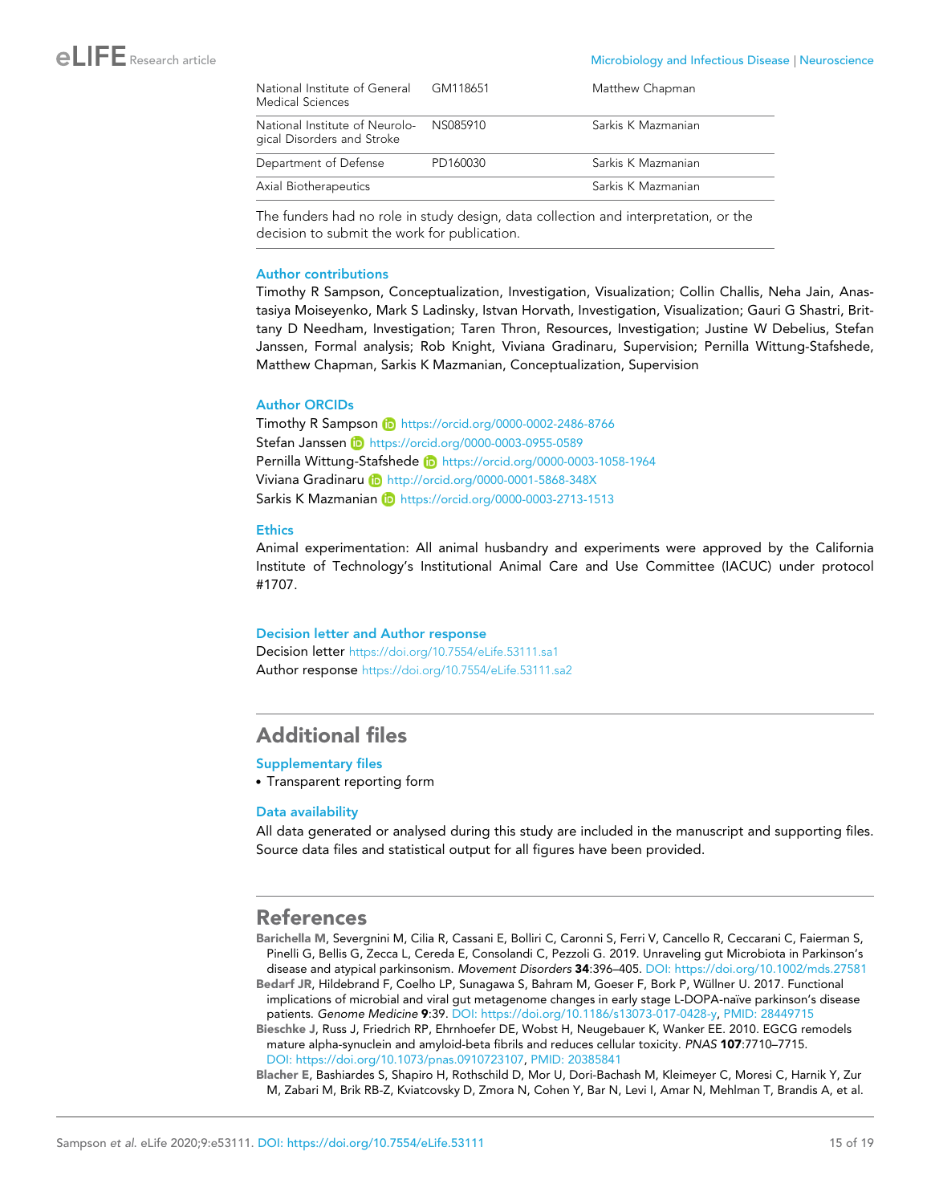| | | |
|---|---|---|
| National Institute of General Medical Sciences | GM118651 | Matthew Chapman |
| National Institute of Neurological Disorders and Stroke | NS085910 | Sarkis K Mazmanian |
| Department of Defense | PD160030 | Sarkis K Mazmanian |
| Axial Biotherapeutics | | Sarkis K Mazmanian |

The funders had no role in study design, data collection and interpretation, or the decision to submit the work for publication.

### Author contributions

Timothy R Sampson, Conceptualization, Investigation, Visualization; Collin Challis, Neha Jain, Anastasiya Moiseyenko, Mark S Ladinsky, Istvan Horvath, Investigation, Visualization; Gauri G Shastri, Brittany D Needham, Investigation; Taren Thron, Resources, Investigation; Justine W Debelius, Stefan Janssen, Formal analysis; Rob Knight, Viviana Gradinaru, Supervision; Pernilla Wittung-Stafshede, Matthew Chapman, Sarkis K Mazmanian, Conceptualization, Supervision

### Author ORCIDs

Timothy R Sampson https://orcid.org/0000-0002-2486-8766
Stefan Janssen https://orcid.org/0000-0003-0955-0589
Pernilla Wittung-Stafshede https://orcid.org/0000-0003-1058-1964
Viviana Gradinaru http://orcid.org/0000-0001-5868-348X
Sarkis K Mazmanian https://orcid.org/0000-0003-2713-1513

### Ethics

Animal experimentation: All animal husbandry and experiments were approved by the California Institute of Technology's Institutional Animal Care and Use Committee (IACUC) under protocol #1707.

### Decision letter and Author response

Decision letter https://doi.org/10.7554/eLife.53111.sa1
Author response https://doi.org/10.7554/eLife.53111.sa2

## Additional files

### Supplementary files

- Transparent reporting form

### Data availability

All data generated or analysed during this study are included in the manuscript and supporting files. Source data files and statistical output for all figures have been provided.

## References

**Barichella M**, Severgnini M, Cilia R, Cassani E, Bolliri C, Caronni S, Ferri V, Cancello R, Ceccarani C, Faierman S, Pinelli G, Bellis G, Zecca L, Cereda E, Consolandi C, Pezzoli G. 2019. Unraveling gut Microbiota in Parkinson's disease and atypical parkinsonism. *Movement Disorders* **34**:396–405. DOI: https://doi.org/10.1002/mds.27581

**Bedarf JR**, Hildebrand F, Coelho LP, Sunagawa S, Bahram M, Goeser F, Bork P, Wüllner U. 2017. Functional implications of microbial and viral gut metagenome changes in early stage L-DOPA-naïve parkinson's disease patients. *Genome Medicine* **9**:39. DOI: https://doi.org/10.1186/s13073-017-0428-y, PMID: 28449715

**Bieschke J**, Russ J, Friedrich RP, Ehrnhoefer DE, Wobst H, Neugebauer K, Wanker EE. 2010. EGCG remodels mature alpha-synuclein and amyloid-beta fibrils and reduces cellular toxicity. *PNAS* **107**:7710–7715. DOI: https://doi.org/10.1073/pnas.0910723107, PMID: 20385841

**Blacher E**, Bashiardes S, Shapiro H, Rothschild D, Mor U, Dori-Bachash M, Kleimeyer C, Moresi C, Harnik Y, Zur M, Zabari M, Brik RB-Z, Kviatcovsky D, Zmora N, Cohen Y, Bar N, Levi I, Amar N, Mehlman T, Brandis A, et al.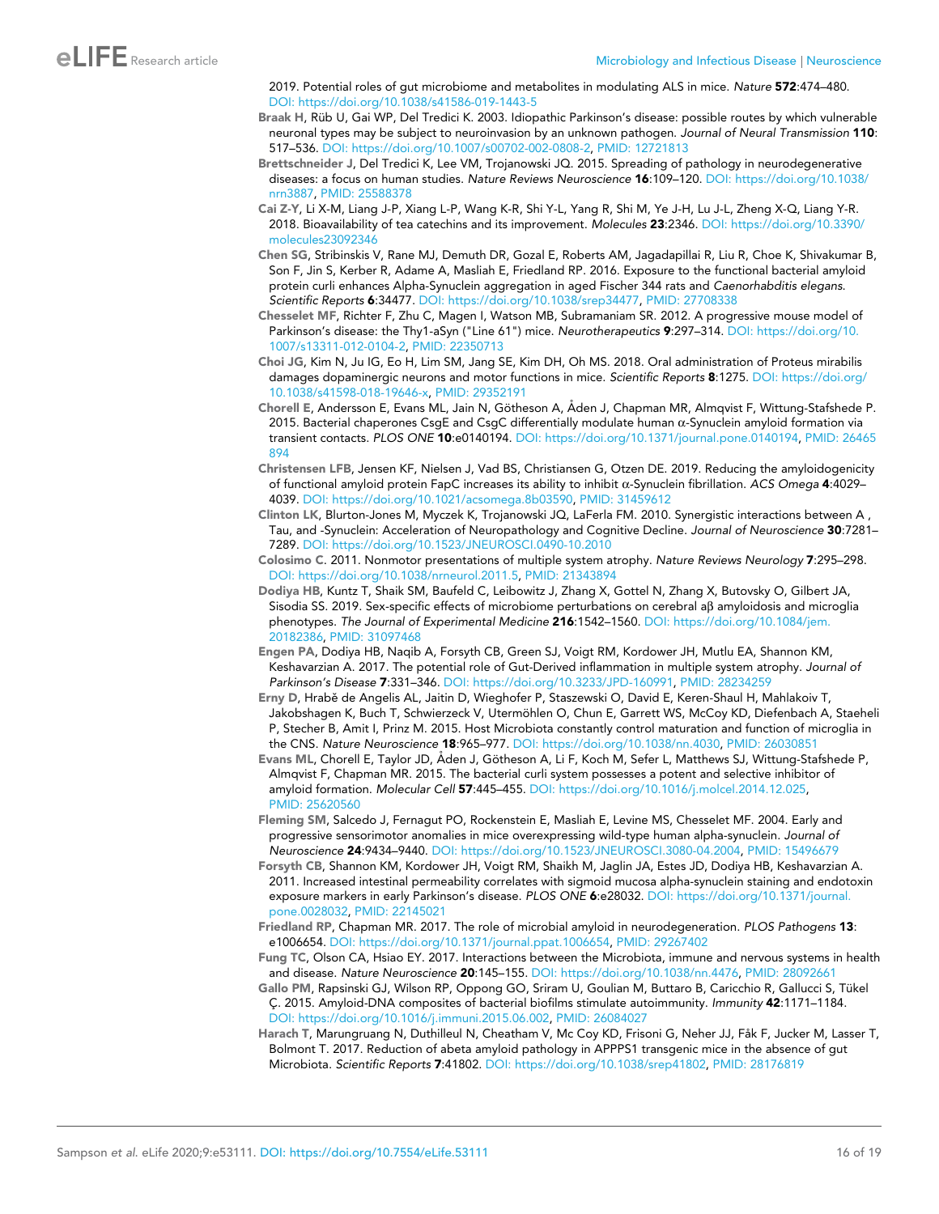2019. Potential roles of gut microbiome and metabolites in modulating ALS in mice. *Nature* **572**:474–480. DOI: https://doi.org/10.1038/s41586-019-1443-5

**Braak H**, Rüb U, Gai WP, Del Tredici K. 2003. Idiopathic Parkinson's disease: possible routes by which vulnerable neuronal types may be subject to neuroinvasion by an unknown pathogen. *Journal of Neural Transmission* **110**: 517–536. DOI: https://doi.org/10.1007/s00702-002-0808-2, PMID: 12721813

**Brettschneider J**, Del Tredici K, Lee VM, Trojanowski JQ. 2015. Spreading of pathology in neurodegenerative diseases: a focus on human studies. *Nature Reviews Neuroscience* **16**:109–120. DOI: https://doi.org/10.1038/nrn3887, PMID: 25588378

**Cai Z-Y**, Li X-M, Liang J-P, Xiang L-P, Wang K-R, Shi Y-L, Yang R, Shi M, Ye J-H, Lu J-L, Zheng X-Q, Liang Y-R. 2018. Bioavailability of tea catechins and its improvement. *Molecules* **23**:2346. DOI: https://doi.org/10.3390/molecules23092346

**Chen SG**, Stribinskis V, Rane MJ, Demuth DR, Gozal E, Roberts AM, Jagadapillai R, Liu R, Choe K, Shivakumar B, Son F, Jin S, Kerber R, Adame A, Masliah E, Friedland RP. 2016. Exposure to the functional bacterial amyloid protein curli enhances Alpha-Synuclein aggregation in aged Fischer 344 rats and *Caenorhabditis elegans*. *Scientific Reports* **6**:34477. DOI: https://doi.org/10.1038/srep34477, PMID: 27708338

**Chesselet MF**, Richter F, Zhu C, Magen I, Watson MB, Subramaniam SR. 2012. A progressive mouse model of Parkinson's disease: the Thy1-aSyn ("Line 61") mice. *Neurotherapeutics* **9**:297–314. DOI: https://doi.org/10.1007/s13311-012-0104-2, PMID: 22350713

**Choi JG**, Kim N, Ju IG, Eo H, Lim SM, Jang SE, Kim DH, Oh MS. 2018. Oral administration of Proteus mirabilis damages dopaminergic neurons and motor functions in mice. *Scientific Reports* **8**:1275. DOI: https://doi.org/10.1038/s41598-018-19646-x, PMID: 29352191

**Chorell E**, Andersson E, Evans ML, Jain N, Götheson A, Åden J, Chapman MR, Almqvist F, Wittung-Stafshede P. 2015. Bacterial chaperones CsgE and CsgC differentially modulate human α-Synuclein amyloid formation via transient contacts. *PLOS ONE* **10**:e0140194. DOI: https://doi.org/10.1371/journal.pone.0140194, PMID: 26465894

**Christensen LFB**, Jensen KF, Nielsen J, Vad BS, Christiansen G, Otzen DE. 2019. Reducing the amyloidogenicity of functional amyloid protein FapC increases its ability to inhibit α-Synuclein fibrillation. *ACS Omega* **4**:4029–4039. DOI: https://doi.org/10.1021/acsomega.8b03590, PMID: 31459612

**Clinton LK**, Blurton-Jones M, Myczek K, Trojanowski JQ, LaFerla FM. 2010. Synergistic interactions between A , Tau, and -Synuclein: Acceleration of Neuropathology and Cognitive Decline. *Journal of Neuroscience* **30**:7281–7289. DOI: https://doi.org/10.1523/JNEUROSCI.0490-10.2010

**Colosimo C**. 2011. Nonmotor presentations of multiple system atrophy. *Nature Reviews Neurology* **7**:295–298. DOI: https://doi.org/10.1038/nrneurol.2011.5, PMID: 21343894

**Dodiya HB**, Kuntz T, Shaik SM, Baufeld C, Leibowitz J, Zhang X, Gottel N, Zhang X, Butovsky O, Gilbert JA, Sisodia SS. 2019. Sex-specific effects of microbiome perturbations on cerebral aβ amyloidosis and microglia phenotypes. *The Journal of Experimental Medicine* **216**:1542–1560. DOI: https://doi.org/10.1084/jem.20182386, PMID: 31097468

**Engen PA**, Dodiya HB, Naqib A, Forsyth CB, Green SJ, Voigt RM, Kordower JH, Mutlu EA, Shannon KM, Keshavarzian A. 2017. The potential role of Gut-Derived inflammation in multiple system atrophy. *Journal of Parkinson's Disease* **7**:331–346. DOI: https://doi.org/10.3233/JPD-160991, PMID: 28234259

**Erny D**, Hrabě de Angelis AL, Jaitin D, Wieghofer P, Staszewski O, David E, Keren-Shaul H, Mahlakoiv T, Jakobshagen K, Buch T, Schwierzeck V, Utermöhlen O, Chun E, Garrett WS, McCoy KD, Diefenbach A, Staeheli P, Stecher B, Amit I, Prinz M. 2015. Host Microbiota constantly control maturation and function of microglia in the CNS. *Nature Neuroscience* **18**:965–977. DOI: https://doi.org/10.1038/nn.4030, PMID: 26030851

**Evans ML**, Chorell E, Taylor JD, Åden J, Götheson A, Li F, Koch M, Sefer L, Matthews SJ, Wittung-Stafshede P, Almqvist F, Chapman MR. 2015. The bacterial curli system possesses a potent and selective inhibitor of amyloid formation. *Molecular Cell* **57**:445–455. DOI: https://doi.org/10.1016/j.molcel.2014.12.025, PMID: 25620560

**Fleming SM**, Salcedo J, Fernagut PO, Rockenstein E, Masliah E, Levine MS, Chesselet MF. 2004. Early and progressive sensorimotor anomalies in mice overexpressing wild-type human alpha-synuclein. *Journal of Neuroscience* **24**:9434–9440. DOI: https://doi.org/10.1523/JNEUROSCI.3080-04.2004, PMID: 15496679

**Forsyth CB**, Shannon KM, Kordower JH, Voigt RM, Shaikh M, Jaglin JA, Estes JD, Dodiya HB, Keshavarzian A. 2011. Increased intestinal permeability correlates with sigmoid mucosa alpha-synuclein staining and endotoxin exposure markers in early Parkinson's disease. *PLOS ONE* **6**:e28032. DOI: https://doi.org/10.1371/journal.pone.0028032, PMID: 22145021

**Friedland RP**, Chapman MR. 2017. The role of microbial amyloid in neurodegeneration. *PLOS Pathogens* **13**: e1006654. DOI: https://doi.org/10.1371/journal.ppat.1006654, PMID: 29267402

**Fung TC**, Olson CA, Hsiao EY. 2017. Interactions between the Microbiota, immune and nervous systems in health and disease. *Nature Neuroscience* **20**:145–155. DOI: https://doi.org/10.1038/nn.4476, PMID: 28092661

**Gallo PM**, Rapsinski GJ, Wilson RP, Oppong GO, Sriram U, Goulian M, Buttaro B, Caricchio R, Gallucci S, Tükel Ç. 2015. Amyloid-DNA composites of bacterial biofilms stimulate autoimmunity. *Immunity* **42**:1171–1184. DOI: https://doi.org/10.1016/j.immuni.2015.06.002, PMID: 26084027

**Harach T**, Marungruang N, Duthilleul N, Cheatham V, Mc Coy KD, Frisoni G, Neher JJ, Fåk F, Jucker M, Lasser T, Bolmont T. 2017. Reduction of abeta amyloid pathology in APPPS1 transgenic mice in the absence of gut Microbiota. *Scientific Reports* **7**:41802. DOI: https://doi.org/10.1038/srep41802, PMID: 28176819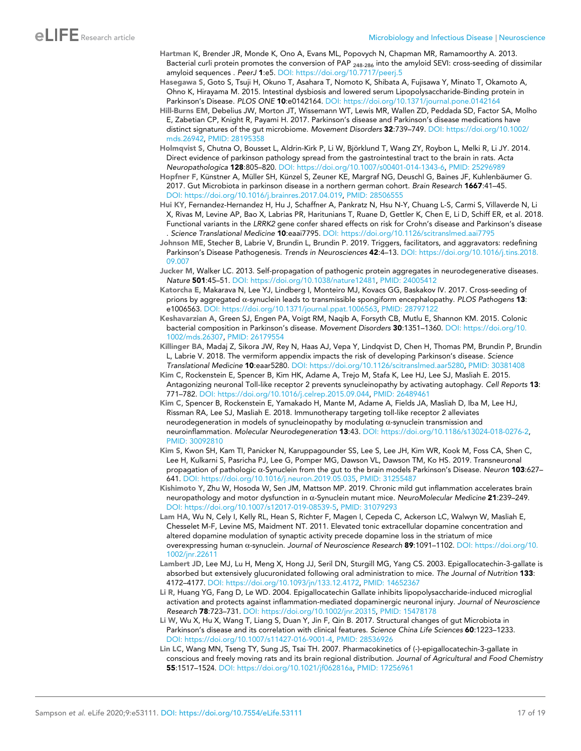Hartman K, Brender JR, Monde K, Ono A, Evans ML, Popovych N, Chapman MR, Ramamoorthy A. 2013. Bacterial curli protein promotes the conversion of PAP $_{248-286}$ into the amyloid SEVI: cross-seeding of dissimilar amyloid sequences . *PeerJ* **1**:e5. DOI: https://doi.org/10.7717/peerj.5

Hasegawa S, Goto S, Tsuji H, Okuno T, Asahara T, Nomoto K, Shibata A, Fujisawa Y, Minato T, Okamoto A, Ohno K, Hirayama M. 2015. Intestinal dysbiosis and lowered serum Lipopolysaccharide-Binding protein in Parkinson's Disease. *PLOS ONE* **10**:e0142164. DOI: https://doi.org/10.1371/journal.pone.0142164

Hill-Burns EM, Debelius JW, Morton JT, Wissemann WT, Lewis MR, Wallen ZD, Peddada SD, Factor SA, Molho E, Zabetian CP, Knight R, Payami H. 2017. Parkinson's disease and Parkinson's disease medications have distinct signatures of the gut microbiome. *Movement Disorders* **32**:739–749. DOI: https://doi.org/10.1002/mds.26942, PMID: 28195358

Holmqvist S, Chutna O, Bousset L, Aldrin-Kirk P, Li W, Björklund T, Wang ZY, Roybon L, Melki R, Li JY. 2014. Direct evidence of parkinson pathology spread from the gastrointestinal tract to the brain in rats. *Acta Neuropathologica* **128**:805–820. DOI: https://doi.org/10.1007/s00401-014-1343-6, PMID: 25296989

Hopfner F, Künstner A, Müller SH, Künzel S, Zeuner KE, Margraf NG, Deuschl G, Baines JF, Kuhlenbäumer G. 2017. Gut Microbiota in parkinson disease in a northern german cohort. *Brain Research* **1667**:41–45. DOI: https://doi.org/10.1016/j.brainres.2017.04.019, PMID: 28506555

Hui KY, Fernandez-Hernandez H, Hu J, Schaffner A, Pankratz N, Hsu N-Y, Chuang L-S, Carmi S, Villaverde N, Li X, Rivas M, Levine AP, Bao X, Labrias PR, Haritunians T, Ruane D, Gettler K, Chen E, Li D, Schiff ER, et al. 2018. Functional variants in the *LRRK2* gene confer shared effects on risk for Crohn's disease and Parkinson's disease . *Science Translational Medicine* **10**:eaai7795. DOI: https://doi.org/10.1126/scitranslmed.aai7795

Johnson ME, Stecher B, Labrie V, Brundin L, Brundin P. 2019. Triggers, facilitators, and aggravators: redefining Parkinson's Disease Pathogenesis. *Trends in Neurosciences* **42**:4–13. DOI: https://doi.org/10.1016/j.tins.2018.09.007

Jucker M, Walker LC. 2013. Self-propagation of pathogenic protein aggregates in neurodegenerative diseases. *Nature* **501**:45–51. DOI: https://doi.org/10.1038/nature12481, PMID: 24005412

Katorcha E, Makarava N, Lee YJ, Lindberg I, Monteiro MJ, Kovacs GG, Baskakov IV. 2017. Cross-seeding of prions by aggregated α-synuclein leads to transmissible spongiform encephalopathy. *PLOS Pathogens* **13**: e1006563. DOI: https://doi.org/10.1371/journal.ppat.1006563, PMID: 28797122

Keshavarzian A, Green SJ, Engen PA, Voigt RM, Naqib A, Forsyth CB, Mutlu E, Shannon KM. 2015. Colonic bacterial composition in Parkinson's disease. *Movement Disorders* **30**:1351–1360. DOI: https://doi.org/10.1002/mds.26307, PMID: 26179554

Killinger BA, Madaj Z, Sikora JW, Rey N, Haas AJ, Vepa Y, Lindqvist D, Chen H, Thomas PM, Brundin P, Brundin L, Labrie V. 2018. The vermiform appendix impacts the risk of developing Parkinson's disease. *Science Translational Medicine* **10**:eaar5280. DOI: https://doi.org/10.1126/scitranslmed.aar5280, PMID: 30381408

Kim C, Rockenstein E, Spencer B, Kim HK, Adame A, Trejo M, Stafa K, Lee HJ, Lee SJ, Masliah E. 2015. Antagonizing neuronal Toll-like receptor 2 prevents synucleinopathy by activating autophagy. *Cell Reports* **13**: 771–782. DOI: https://doi.org/10.1016/j.celrep.2015.09.044, PMID: 26489461

Kim C, Spencer B, Rockenstein E, Yamakado H, Mante M, Adame A, Fields JA, Masliah D, Iba M, Lee HJ, Rissman RA, Lee SJ, Masliah E. 2018. Immunotherapy targeting toll-like receptor 2 alleviates neurodegeneration in models of synucleinopathy by modulating α-synuclein transmission and neuroinflammation. *Molecular Neurodegeneration* **13**:43. DOI: https://doi.org/10.1186/s13024-018-0276-2, PMID: 30092810

Kim S, Kwon SH, Kam TI, Panicker N, Karuppagounder SS, Lee S, Lee JH, Kim WR, Kook M, Foss CA, Shen C, Lee H, Kulkarni S, Pasricha PJ, Lee G, Pomper MG, Dawson VL, Dawson TM, Ko HS. 2019. Transneuronal propagation of pathologic α-Synuclein from the gut to the brain models Parkinson's Disease. *Neuron* **103**:627–641. DOI: https://doi.org/10.1016/j.neuron.2019.05.035, PMID: 31255487

Kishimoto Y, Zhu W, Hosoda W, Sen JM, Mattson MP. 2019. Chronic mild gut inflammation accelerates brain neuropathology and motor dysfunction in α-Synuclein mutant mice. *NeuroMolecular Medicine* **21**:239–249. DOI: https://doi.org/10.1007/s12017-019-08539-5, PMID: 31079293

Lam HA, Wu N, Cely I, Kelly RL, Hean S, Richter F, Magen I, Cepeda C, Ackerson LC, Walwyn W, Masliah E, Chesselet M-F, Levine MS, Maidment NT. 2011. Elevated tonic extracellular dopamine concentration and altered dopamine modulation of synaptic activity precede dopamine loss in the striatum of mice overexpressing human α-synuclein. *Journal of Neuroscience Research* **89**:1091–1102. DOI: https://doi.org/10.1002/jnr.22611

Lambert JD, Lee MJ, Lu H, Meng X, Hong JJ, Seril DN, Sturgill MG, Yang CS. 2003. Epigallocatechin-3-gallate is absorbed but extensively glucuronidated following oral administration to mice. *The Journal of Nutrition* **133**: 4172–4177. DOI: https://doi.org/10.1093/jn/133.12.4172, PMID: 14652367

Li R, Huang YG, Fang D, Le WD. 2004. Epigallocatechin Gallate inhibits lipopolysaccharide-induced microglial activation and protects against inflammation-mediated dopaminergic neuronal injury. *Journal of Neuroscience Research* **78**:723–731. DOI: https://doi.org/10.1002/jnr.20315, PMID: 15478178

Li W, Wu X, Hu X, Wang T, Liang S, Duan Y, Jin F, Qin B. 2017. Structural changes of gut Microbiota in Parkinson's disease and its correlation with clinical features. *Science China Life Sciences* **60**:1223–1233. DOI: https://doi.org/10.1007/s11427-016-9001-4, PMID: 28536926

Lin LC, Wang MN, Tseng TY, Sung JS, Tsai TH. 2007. Pharmacokinetics of (-)-epigallocatechin-3-gallate in conscious and freely moving rats and its brain regional distribution. *Journal of Agricultural and Food Chemistry* **55**:1517–1524. DOI: https://doi.org/10.1021/jf062816a, PMID: 17256961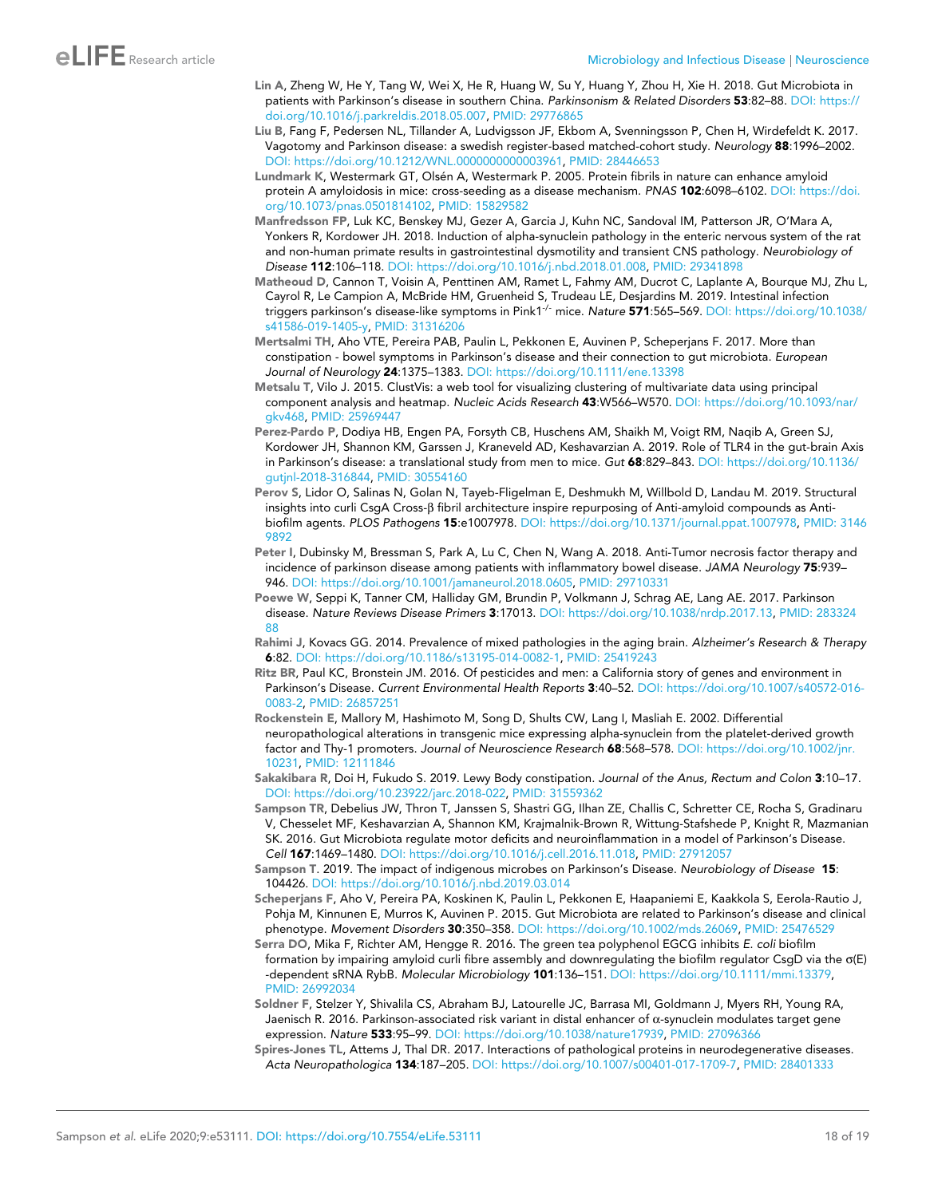Lin A, Zheng W, He Y, Tang W, Wei X, He R, Huang W, Su Y, Huang Y, Zhou H, Xie H. 2018. Gut Microbiota in patients with Parkinson's disease in southern China. *Parkinsonism & Related Disorders* **53**:82–88. DOI: https://doi.org/10.1016/j.parkreldis.2018.05.007, PMID: 29776865

Liu B, Fang F, Pedersen NL, Tillander A, Ludvigsson JF, Ekbom A, Svenningsson P, Chen H, Wirdefeldt K. 2017. Vagotomy and Parkinson disease: a swedish register-based matched-cohort study. *Neurology* **88**:1996–2002. DOI: https://doi.org/10.1212/WNL.0000000000003961, PMID: 28446653

Lundmark K, Westermark GT, Olsén A, Westermark P. 2005. Protein fibrils in nature can enhance amyloid protein A amyloidosis in mice: cross-seeding as a disease mechanism. *PNAS* **102**:6098–6102. DOI: https://doi.org/10.1073/pnas.0501814102, PMID: 15829582

Manfredsson FP, Luk KC, Benskey MJ, Gezer A, Garcia J, Kuhn NC, Sandoval IM, Patterson JR, O'Mara A, Yonkers R, Kordower JH. 2018. Induction of alpha-synuclein pathology in the enteric nervous system of the rat and non-human primate results in gastrointestinal dysmotility and transient CNS pathology. *Neurobiology of Disease* **112**:106–118. DOI: https://doi.org/10.1016/j.nbd.2018.01.008, PMID: 29341898

Matheoud D, Cannon T, Voisin A, Penttinen AM, Ramet L, Fahmy AM, Ducrot C, Laplante A, Bourque MJ, Zhu L, Cayrol R, Le Campion A, McBride HM, Gruenheid S, Trudeau LE, Desjardins M. 2019. Intestinal infection triggers parkinson's disease-like symptoms in Pink1$^{-/-}$ mice. *Nature* **571**:565–569. DOI: https://doi.org/10.1038/s41586-019-1405-y, PMID: 31316206

Mertsalmi TH, Aho VTE, Pereira PAB, Paulin L, Pekkonen E, Auvinen P, Scheperjans F. 2017. More than constipation - bowel symptoms in Parkinson's disease and their connection to gut microbiota. *European Journal of Neurology* **24**:1375–1383. DOI: https://doi.org/10.1111/ene.13398

Metsalu T, Vilo J. 2015. ClustVis: a web tool for visualizing clustering of multivariate data using principal component analysis and heatmap. *Nucleic Acids Research* **43**:W566–W570. DOI: https://doi.org/10.1093/nar/gkv468, PMID: 25969447

Perez-Pardo P, Dodiya HB, Engen PA, Forsyth CB, Huschens AM, Shaikh M, Voigt RM, Naqib A, Green SJ, Kordower JH, Shannon KM, Garssen J, Kraneveld AD, Keshavarzian A. 2019. Role of TLR4 in the gut-brain Axis in Parkinson's disease: a translational study from men to mice. *Gut* **68**:829–843. DOI: https://doi.org/10.1136/gutjnl-2018-316844, PMID: 30554160

Perov S, Lidor O, Salinas N, Golan N, Tayeb-Fligelman E, Deshmukh M, Willbold D, Landau M. 2019. Structural insights into curli CsgA Cross-β fibril architecture inspire repurposing of Anti-amyloid compounds as Anti-biofilm agents. *PLOS Pathogens* **15**:e1007978. DOI: https://doi.org/10.1371/journal.ppat.1007978, PMID: 31469892

Peter I, Dubinsky M, Bressman S, Park A, Lu C, Chen N, Wang A. 2018. Anti-Tumor necrosis factor therapy and incidence of parkinson disease among patients with inflammatory bowel disease. *JAMA Neurology* **75**:939–946. DOI: https://doi.org/10.1001/jamaneurol.2018.0605, PMID: 29710331

Poewe W, Seppi K, Tanner CM, Halliday GM, Brundin P, Volkmann J, Schrag AE, Lang AE. 2017. Parkinson disease. *Nature Reviews Disease Primers* **3**:17013. DOI: https://doi.org/10.1038/nrdp.2017.13, PMID: 28332488

Rahimi J, Kovacs GG. 2014. Prevalence of mixed pathologies in the aging brain. *Alzheimer's Research & Therapy* **6**:82. DOI: https://doi.org/10.1186/s13195-014-0082-1, PMID: 25419243

Ritz BR, Paul KC, Bronstein JM. 2016. Of pesticides and men: a California story of genes and environment in Parkinson's Disease. *Current Environmental Health Reports* **3**:40–52. DOI: https://doi.org/10.1007/s40572-016-0083-2, PMID: 26857251

Rockenstein E, Mallory M, Hashimoto M, Song D, Shults CW, Lang I, Masliah E. 2002. Differential neuropathological alterations in transgenic mice expressing alpha-synuclein from the platelet-derived growth factor and Thy-1 promoters. *Journal of Neuroscience Research* **68**:568–578. DOI: https://doi.org/10.1002/jnr.10231, PMID: 12111846

Sakakibara R, Doi H, Fukudo S. 2019. Lewy Body constipation. *Journal of the Anus, Rectum and Colon* **3**:10–17. DOI: https://doi.org/10.23922/jarc.2018-022, PMID: 31559362

Sampson TR, Debelius JW, Thron T, Janssen S, Shastri GG, Ilhan ZE, Challis C, Schretter CE, Rocha S, Gradinaru V, Chesselet MF, Keshavarzian A, Shannon KM, Krajmalnik-Brown R, Wittung-Stafshede P, Knight R, Mazmanian SK. 2016. Gut Microbiota regulate motor deficits and neuroinflammation in a model of Parkinson's Disease. *Cell* **167**:1469–1480. DOI: https://doi.org/10.1016/j.cell.2016.11.018, PMID: 27912057

Sampson T. 2019. The impact of indigenous microbes on Parkinson's Disease. *Neurobiology of Disease* **15**: 104426. DOI: https://doi.org/10.1016/j.nbd.2019.03.014

Scheperjans F, Aho V, Pereira PA, Koskinen K, Paulin L, Pekkonen E, Haapaniemi E, Kaakkola S, Eerola-Rautio J, Pohja M, Kinnunen E, Murros K, Auvinen P. 2015. Gut Microbiota are related to Parkinson's disease and clinical phenotype. *Movement Disorders* **30**:350–358. DOI: https://doi.org/10.1002/mds.26069, PMID: 25476529

Serra DO, Mika F, Richter AM, Hengge R. 2016. The green tea polyphenol EGCG inhibits *E. coli* biofilm formation by impairing amyloid curli fibre assembly and downregulating the biofilm regulator CsgD via the σ(E) -dependent sRNA RybB. *Molecular Microbiology* **101**:136–151. DOI: https://doi.org/10.1111/mmi.13379, PMID: 26992034

Soldner F, Stelzer Y, Shivalila CS, Abraham BJ, Latourelle JC, Barrasa MI, Goldmann J, Myers RH, Young RA, Jaenisch R. 2016. Parkinson-associated risk variant in distal enhancer of α-synuclein modulates target gene expression. *Nature* **533**:95–99. DOI: https://doi.org/10.1038/nature17939, PMID: 27096366

Spires-Jones TL, Attems J, Thal DR. 2017. Interactions of pathological proteins in neurodegenerative diseases. *Acta Neuropathologica* **134**:187–205. DOI: https://doi.org/10.1007/s00401-017-1709-7, PMID: 28401333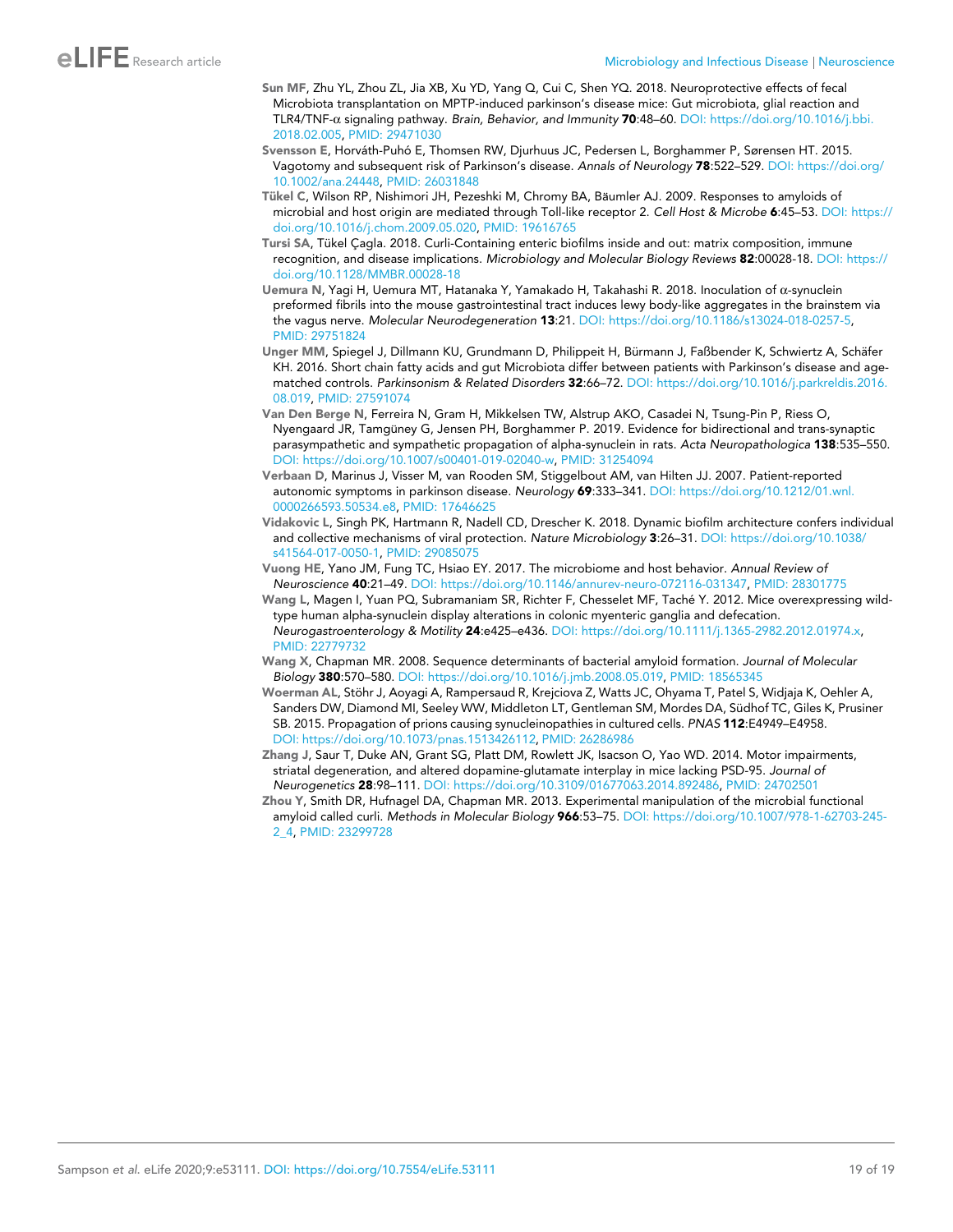**Sun MF**, Zhu YL, Zhou ZL, Jia XB, Xu YD, Yang Q, Cui C, Shen YQ. 2018. Neuroprotective effects of fecal Microbiota transplantation on MPTP-induced parkinson's disease mice: Gut microbiota, glial reaction and TLR4/TNF-α signaling pathway. *Brain, Behavior, and Immunity* **70**:48–60. DOI: https://doi.org/10.1016/j.bbi.2018.02.005, PMID: 29471030

**Svensson E**, Horváth-Puhó E, Thomsen RW, Djurhuus JC, Pedersen L, Borghammer P, Sørensen HT. 2015. Vagotomy and subsequent risk of Parkinson's disease. *Annals of Neurology* **78**:522–529. DOI: https://doi.org/10.1002/ana.24448, PMID: 26031848

**Tükel C**, Wilson RP, Nishimori JH, Pezeshki M, Chromy BA, Bäumler AJ. 2009. Responses to amyloids of microbial and host origin are mediated through Toll-like receptor 2. *Cell Host & Microbe* **6**:45–53. DOI: https://doi.org/10.1016/j.chom.2009.05.020, PMID: 19616765

**Tursi SA**, Tükel Çagla. 2018. Curli-Containing enteric biofilms inside and out: matrix composition, immune recognition, and disease implications. *Microbiology and Molecular Biology Reviews* **82**:00028-18. DOI: https://doi.org/10.1128/MMBR.00028-18

**Uemura N**, Yagi H, Uemura MT, Hatanaka Y, Yamakado H, Takahashi R. 2018. Inoculation of α-synuclein preformed fibrils into the mouse gastrointestinal tract induces lewy body-like aggregates in the brainstem via the vagus nerve. *Molecular Neurodegeneration* **13**:21. DOI: https://doi.org/10.1186/s13024-018-0257-5, PMID: 29751824

**Unger MM**, Spiegel J, Dillmann KU, Grundmann D, Philippeit H, Bürmann J, Faßbender K, Schwiertz A, Schäfer KH. 2016. Short chain fatty acids and gut Microbiota differ between patients with Parkinson's disease and age-matched controls. *Parkinsonism & Related Disorders* **32**:66–72. DOI: https://doi.org/10.1016/j.parkreldis.2016.08.019, PMID: 27591074

**Van Den Berge N**, Ferreira N, Gram H, Mikkelsen TW, Alstrup AKO, Casadei N, Tsung-Pin P, Riess O, Nyengaard JR, Tamgüney G, Jensen PH, Borghammer P. 2019. Evidence for bidirectional and trans-synaptic parasympathetic and sympathetic propagation of alpha-synuclein in rats. *Acta Neuropathologica* **138**:535–550. DOI: https://doi.org/10.1007/s00401-019-02040-w, PMID: 31254094

**Verbaan D**, Marinus J, Visser M, van Rooden SM, Stiggelbout AM, van Hilten JJ. 2007. Patient-reported autonomic symptoms in parkinson disease. *Neurology* **69**:333–341. DOI: https://doi.org/10.1212/01.wnl.0000266593.50534.e8, PMID: 17646625

**Vidakovic L**, Singh PK, Hartmann R, Nadell CD, Drescher K. 2018. Dynamic biofilm architecture confers individual and collective mechanisms of viral protection. *Nature Microbiology* **3**:26–31. DOI: https://doi.org/10.1038/s41564-017-0050-1, PMID: 29085075

**Vuong HE**, Yano JM, Fung TC, Hsiao EY. 2017. The microbiome and host behavior. *Annual Review of Neuroscience* **40**:21–49. DOI: https://doi.org/10.1146/annurev-neuro-072116-031347, PMID: 28301775

**Wang L**, Magen I, Yuan PQ, Subramaniam SR, Richter F, Chesselet MF, Taché Y. 2012. Mice overexpressing wild-type human alpha-synuclein display alterations in colonic myenteric ganglia and defecation. *Neurogastroenterology & Motility* **24**:e425–e436. DOI: https://doi.org/10.1111/j.1365-2982.2012.01974.x, PMID: 22779732

**Wang X**, Chapman MR. 2008. Sequence determinants of bacterial amyloid formation. *Journal of Molecular Biology* **380**:570–580. DOI: https://doi.org/10.1016/j.jmb.2008.05.019, PMID: 18565345

**Woerman AL**, Stöhr J, Aoyagi A, Rampersaud R, Krejciova Z, Watts JC, Ohyama T, Patel S, Widjaja K, Oehler A, Sanders DW, Diamond MI, Seeley WW, Middleton LT, Gentleman SM, Mordes DA, Südhof TC, Giles K, Prusiner SB. 2015. Propagation of prions causing synucleinopathies in cultured cells. *PNAS* **112**:E4949–E4958. DOI: https://doi.org/10.1073/pnas.1513426112, PMID: 26286986

**Zhang J**, Saur T, Duke AN, Grant SG, Platt DM, Rowlett JK, Isacson O, Yao WD. 2014. Motor impairments, striatal degeneration, and altered dopamine-glutamate interplay in mice lacking PSD-95. *Journal of Neurogenetics* **28**:98–111. DOI: https://doi.org/10.3109/01677063.2014.892486, PMID: 24702501

**Zhou Y**, Smith DR, Hufnagel DA, Chapman MR. 2013. Experimental manipulation of the microbial functional amyloid called curli. *Methods in Molecular Biology* **966**:53–75. DOI: https://doi.org/10.1007/978-1-62703-245-2_4, PMID: 23299728